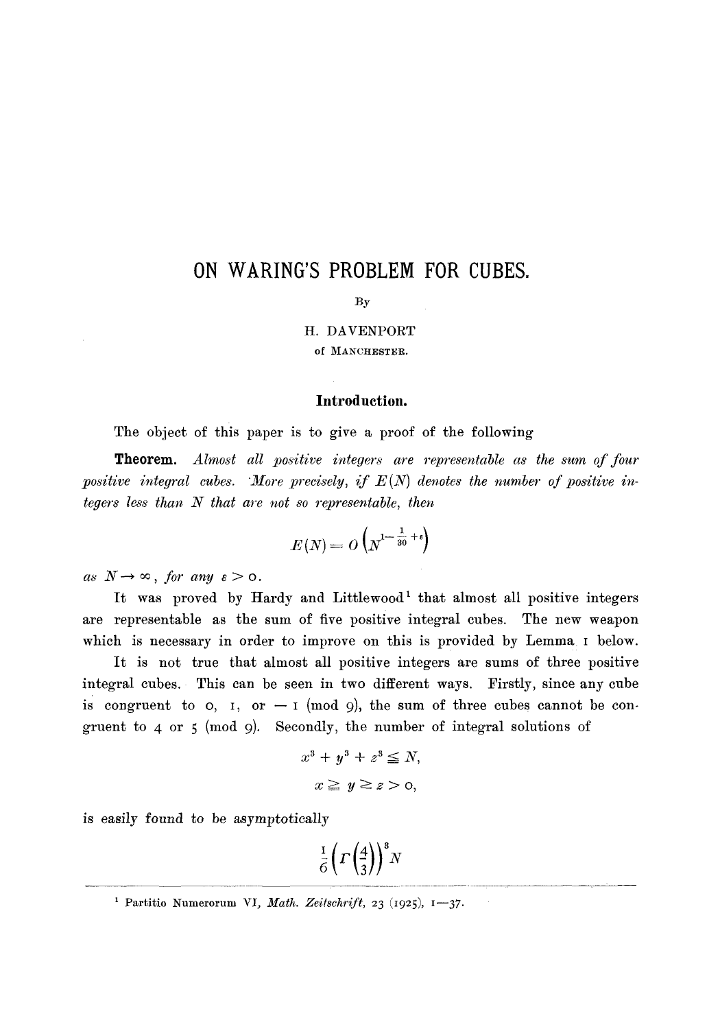# ON WARING'S PROBLEM FOR CUBES.

By

H. DAVENPORT

of MANCHESTER.

## Introduction.

The object of this paper is to give a proof of the following

**Theorem.** *Almost all positive integers are representable as the sum of four positive integral cubes. More precisely, if $E(N)$ denotes the number of positive integers less than $N$ that are not so representable, then*

$$E(N) = O\left(N^{1-\frac{1}{30}+\varepsilon}\right)$$

*as $N \rightarrow \infty$, for any $\varepsilon > 0$.*

It was proved by Hardy and Littlewood[1] that almost all positive integers are representable as the sum of five positive integral cubes. The new weapon which is necessary in order to improve on this is provided by Lemma 1 below.

It is not true that almost all positive integers are sums of three positive integral cubes. This can be seen in two different ways. Firstly, since any cube is congruent to 0, 1, or $-1 \pmod 9$, the sum of three cubes cannot be congruent to 4 or 5 (mod 9). Secondly, the number of integral solutions of

$$x^3 + y^3 + z^3 \leqq N,$$

$$x \geqq y \geqq z > 0,$$

is easily found to be asymptotically

$$\frac{1}{6}\left(\Gamma\left(\frac{4}{3}\right)\right)^3 N$$

---

[1] Partitio Numerorum VI, *Math. Zeitschrift*, 23 (1925), 1—37.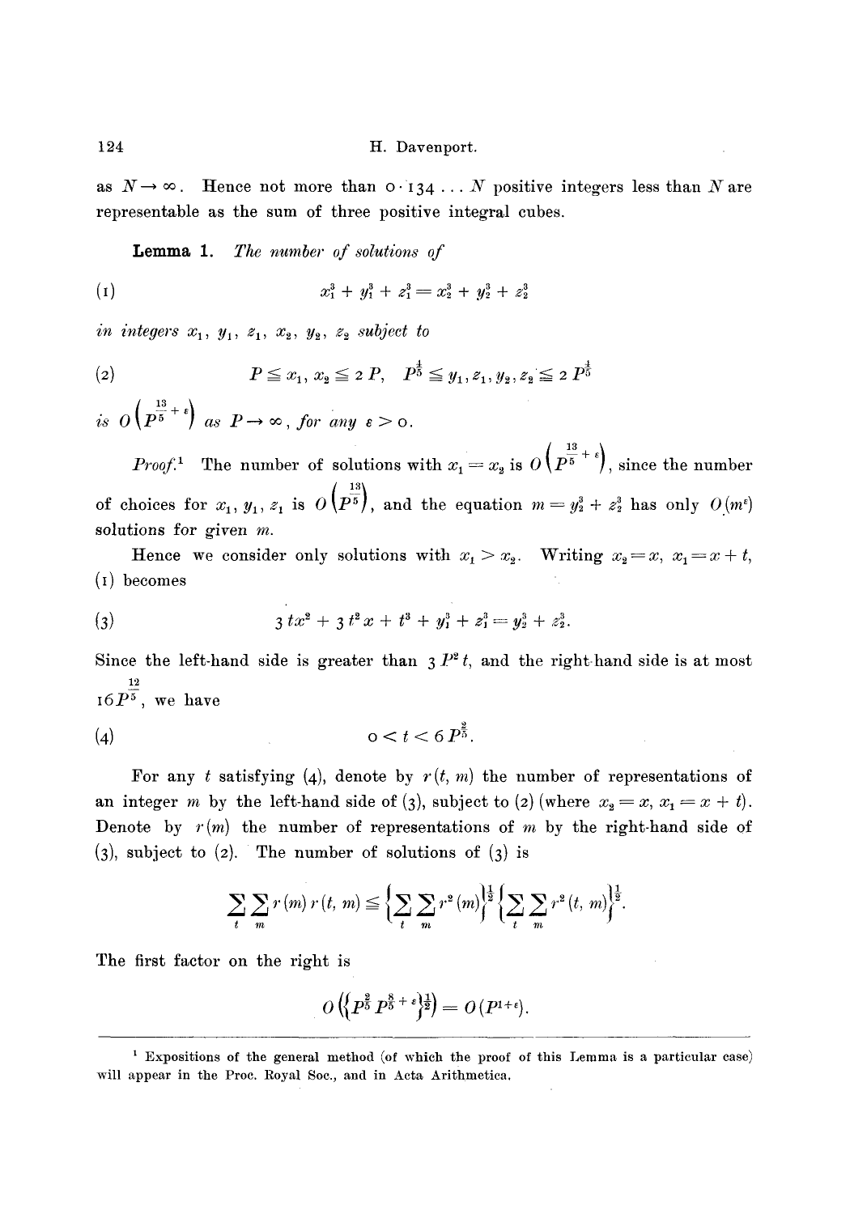as $N \to \infty$. Hence not more than $0 \cdot 134 \ldots N$ positive integers less than $N$ are representable as the sum of three positive integral cubes.

**Lemma 1.** *The number of solutions of*

$$(1) \qquad x_1^3 + y_1^3 + z_1^3 = x_2^3 + y_2^3 + z_2^3$$

*in integers* $x_1, y_1, z_1, x_2, y_2, z_2$ *subject to*

$$(2) \qquad P \leqq x_1, x_2 \leqq 2P, \quad P^{\frac{4}{5}} \leqq y_1, z_1, y_2, z_2 \leqq 2P^{\frac{4}{5}}$$

*is* $O\left(P^{\frac{13}{5}+\varepsilon}\right)$ *as* $P \to \infty$, *for any* $\varepsilon > 0$.

*Proof.*[1] The number of solutions with $x_1 = x_2$ is $O\left(P^{\frac{13}{5}+\varepsilon}\right)$, since the number of choices for $x_1, y_1, z_1$ is $O\left(P^{\frac{13}{5}}\right)$, and the equation $m = y_2^3 + z_2^3$ has only $O(m^\varepsilon)$ solutions for given $m$.

Hence we consider only solutions with $x_1 > x_2$. Writing $x_2 = x$, $x_1 = x + t$, (1) becomes

$$(3) \qquad 3tx^2 + 3t^2x + t^3 + y_1^3 + z_1^3 = y_2^3 + z_2^3.$$

Since the left-hand side is greater than $3P^2t$, and the right-hand side is at most $16P^{\frac{12}{5}}$, we have

$$(4) \qquad 0 < t < 6P^{\frac{2}{5}}.$$

For any $t$ satisfying (4), denote by $r(t, m)$ the number of representations of an integer $m$ by the left-hand side of (3), subject to (2) (where $x_2 = x$, $x_1 = x + t$). Denote by $r(m)$ the number of representations of $m$ by the right-hand side of (3), subject to (2). The number of solutions of (3) is

$$\sum_t \sum_m r(m)\, r(t, m) \leqq \left\{\sum_t \sum_m r^2(m)\right\}^{\frac{1}{2}} \left\{\sum_t \sum_m r^2(t, m)\right\}^{\frac{1}{2}}.$$

The first factor on the right is

$$O\left(\left\{P^{\frac{2}{5}} P^{\frac{8}{5}+\varepsilon}\right\}^{\frac{1}{2}}\right) = O(P^{1+\varepsilon}).$$

---

[1] Expositions of the general method (of which the proof of this Lemma is a particular case) will appear in the Proc. Royal Soc., and in Acta Arithmetica.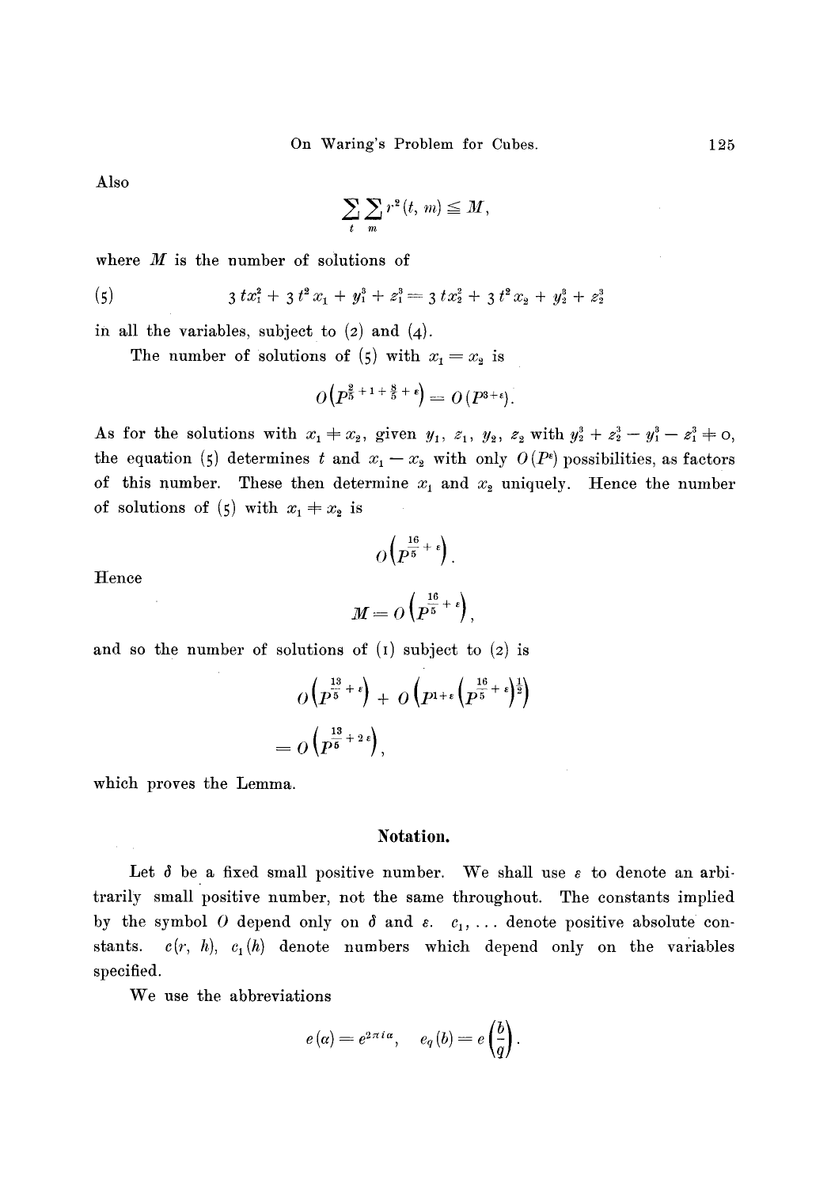Also

$$\sum_t \sum_m r^2(t, m) \leqq M,$$

where $M$ is the number of solutions of

$$(5) \qquad 3\,t x_1^2 + 3\,t^2 x_1 + y_1^3 + z_1^3 = 3\,t x_2^2 + 3\,t^2 x_2 + y_2^3 + z_2^3$$

in all the variables, subject to (2) and (4).

The number of solutions of (5) with $x_1 = x_2$ is

$$O\left(P^{\frac{2}{5}+1+\frac{8}{5}+\varepsilon}\right) = O(P^{3+\varepsilon}).$$

As for the solutions with $x_1 \neq x_2$, given $y_1$, $z_1$, $y_2$, $z_2$ with $y_2^3 + z_2^3 - y_1^3 - z_1^3 \neq 0$, the equation (5) determines $t$ and $x_1 - x_2$ with only $O(P^\varepsilon)$ possibilities, as factors of this number. These then determine $x_1$ and $x_2$ uniquely. Hence the number of solutions of (5) with $x_1 \neq x_2$ is

$$O\left(P^{\frac{16}{5}+\varepsilon}\right).$$

Hence

$$M = O\left(P^{\frac{16}{5}+\varepsilon}\right),$$

and so the number of solutions of (1) subject to (2) is

$$O\left(P^{\frac{13}{5}+\varepsilon}\right) + O\left(P^{1+\varepsilon}\left(P^{\frac{16}{5}+\varepsilon}\right)^{\frac{1}{2}}\right)$$

$$= O\left(P^{\frac{13}{5}+2\varepsilon}\right),$$

which proves the Lemma.

## Notation.

Let $\delta$ be a fixed small positive number. We shall use $\varepsilon$ to denote an arbitrarily small positive number, not the same throughout. The constants implied by the symbol $O$ depend only on $\delta$ and $\varepsilon$. $c_1, \ldots$ denote positive absolute constants. $c(r, h)$, $c_1(h)$ denote numbers which depend only on the variables specified.

We use the abbreviations

$$e(\alpha) = e^{2\pi i \alpha}, \quad e_q(b) = e\left(\frac{b}{q}\right).$$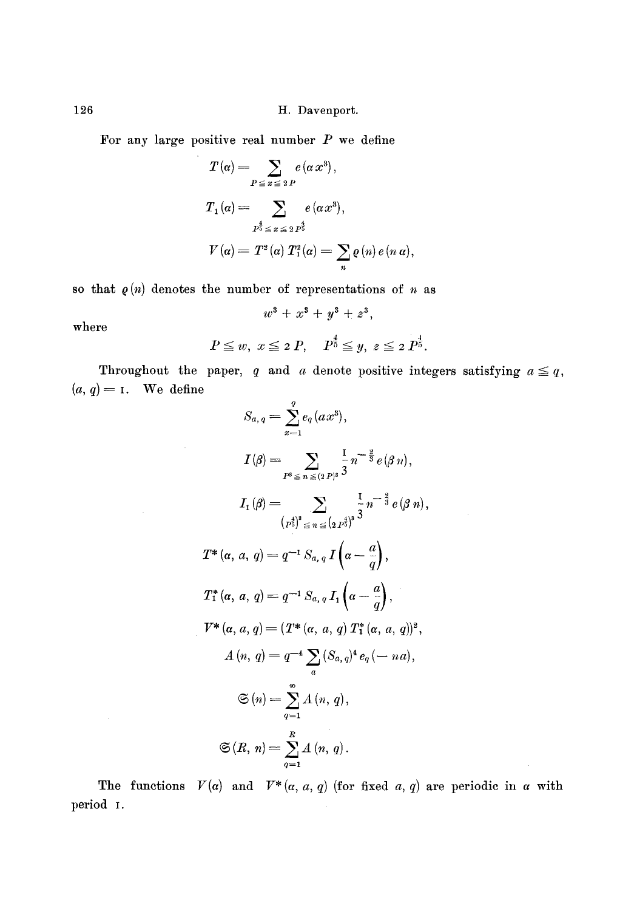For any large positive real number $P$ we define

$$T(\alpha) = \sum_{P \leqq x \leqq 2P} e(\alpha x^3),$$

$$T_1(\alpha) = \sum_{P^{\frac{4}{5}} \leqq x \leqq 2P^{\frac{4}{5}}} e(\alpha x^3),$$

$$V(\alpha) = T^2(\alpha)\, T_1^2(\alpha) = \sum_n \varrho(n)\, e(n\alpha),$$

so that $\varrho(n)$ denotes the number of representations of $n$ as

$$w^3 + x^3 + y^3 + z^3,$$

where

$$P \leqq w,\ x \leqq 2P, \quad P^{\frac{4}{5}} \leqq y,\ z \leqq 2P^{\frac{4}{5}}.$$

Throughout the paper, $q$ and $a$ denote positive integers satisfying $a \leqq q$, $(a, q) = 1$. We define

$$S_{a,q} = \sum_{x=1}^{q} e_q(ax^3),$$

$$I(\beta) = \sum_{P^3 \leqq n \leqq (2P)^3} \frac{1}{3} n^{-\frac{2}{3}} e(\beta n),$$

$$I_1(\beta) = \sum_{\left(P^{\frac{4}{5}}\right)^3 \leqq n \leqq \left(2P^{\frac{4}{5}}\right)^3} \frac{1}{3} n^{-\frac{2}{3}} e(\beta n),$$

$$T^*(\alpha, a, q) = q^{-1} S_{a,q}\, I\left(\alpha - \frac{a}{q}\right),$$

$$T_1^*(\alpha, a, q) = q^{-1} S_{a,q}\, I_1\left(\alpha - \frac{a}{q}\right),$$

$$V^*(\alpha, a, q) = (T^*(\alpha, a, q)\, T_1^*(\alpha, a, q))^2,$$

$$A(n, q) = q^{-4} \sum_a (S_{a,q})^4 e_q(-na),$$

$$\mathfrak{S}(n) = \sum_{q=1}^{\infty} A(n, q),$$

$$\mathfrak{S}(R, n) = \sum_{q=1}^{R} A(n, q).$$

The functions $V(\alpha)$ and $V^*(\alpha, a, q)$ (for fixed $a$, $q$) are periodic in $\alpha$ with period 1.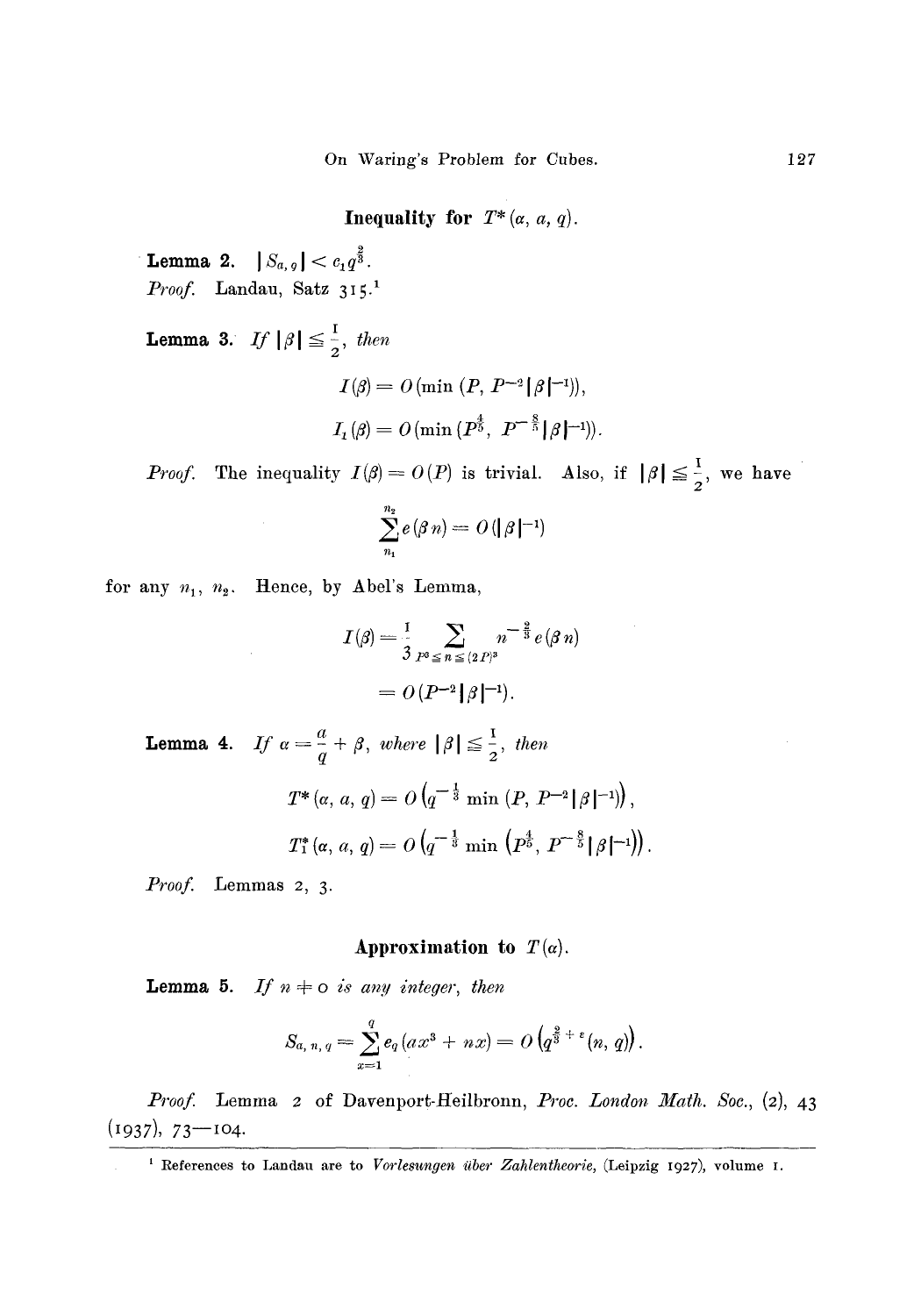### Inequality for $T^*(\alpha, a, q)$.

**Lemma 2.** $|S_{a,q}| < c_1 q^{\frac{2}{3}}$.

*Proof.* Landau, Satz 315.[1]

**Lemma 3.** *If* $|\beta| \leqq \frac{1}{2}$, *then*

$$I(\beta) = O(\min(P, P^{-2}|\beta|^{-1})),$$

$$I_1(\beta) = O(\min(P^{\frac{4}{5}}, P^{-\frac{8}{5}}|\beta|^{-1})).$$

*Proof.* The inequality $I(\beta) = O(P)$ is trivial. Also, if $|\beta| \leqq \frac{1}{2}$, we have

$$\sum_{n_1}^{n_2} e(\beta n) = O(|\beta|^{-1})$$

for any $n_1$, $n_2$. Hence, by Abel's Lemma,

$$I(\beta) = \frac{1}{3} \sum_{P^3 \leqq n \leqq (2P)^3} n^{-\frac{2}{3}} e(\beta n)$$

$$= O(P^{-2}|\beta|^{-1}).$$

**Lemma 4.** *If* $\alpha = \frac{a}{q} + \beta$, *where* $|\beta| \leqq \frac{1}{2}$, *then*

$$T^*(\alpha, a, q) = O\left(q^{-\frac{1}{3}} \min(P, P^{-2}|\beta|^{-1})\right),$$

$$T_1^*(\alpha, a, q) = O\left(q^{-\frac{1}{3}} \min\left(P^{\frac{4}{5}}, P^{-\frac{8}{5}}|\beta|^{-1}\right)\right).$$

*Proof.* Lemmas 2, 3.

### Approximation to $T(\alpha)$.

**Lemma 5.** *If* $n \neq 0$ *is any integer, then*

$$S_{a,n,q} = \sum_{x=1}^{q} e_q(ax^3 + nx) = O\left(q^{\frac{2}{3}+\varepsilon}(n, q)\right).$$

*Proof.* Lemma 2 of Davenport-Heilbronn, *Proc. London Math. Soc.*, (2), 43 (1937), 73—104.

---

[1] References to Landau are to *Vorlesungen über Zahlentheorie*, (Leipzig 1927), volume 1.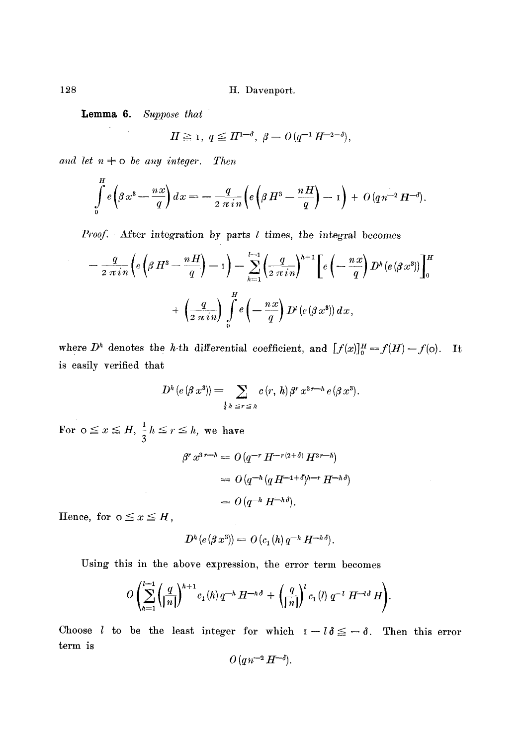**Lemma 6.** *Suppose that*

$$H \geqq 1, \; q \leqq H^{1-\delta}, \; \beta = O(q^{-1} H^{-2-\delta}),$$

*and let $n \neq 0$ be any integer. Then*

$$\int_0^H e\left(\beta x^3 - \frac{nx}{q}\right) dx = -\frac{q}{2\pi i n}\left(e\left(\beta H^3 - \frac{nH}{q}\right) - 1\right) + O(q n^{-2} H^{-\delta}).$$

*Proof.* After integration by parts $l$ times, the integral becomes

$$-\frac{q}{2\pi i n}\left(e\left(\beta H^3 - \frac{nH}{q}\right) - 1\right) - \sum_{h=1}^{l-1}\left(\frac{q}{2\pi i n}\right)^{h+1}\left[e\left(-\frac{nx}{q}\right) D^h(e(\beta x^3))\right]_0^H$$

$$+ \left(\frac{q}{2\pi i n}\right)\int_0^H e\left(-\frac{nx}{q}\right) D^l(e(\beta x^3))\, dx,$$

where $D^h$ denotes the $h$-th differential coefficient, and $[f(x)]_0^H = f(H) - f(0)$. It is easily verified that

$$D^h(e(\beta x^3)) = \sum_{\frac{1}{3}h \leqq r \leqq h} c(r, h) \beta^r x^{3r-h} e(\beta x^3).$$

For $0 \leqq x \leqq H$, $\frac{1}{3}h \leqq r \leqq h$, we have

$$\begin{aligned} \beta^r x^{3r-h} &= O(q^{-r} H^{-r(2+\delta)} H^{3r-h}) \\ &= O(q^{-h}(q H^{-1+\delta})^{h-r} H^{-h\delta}) \\ &= O(q^{-h} H^{-h\delta}). \end{aligned}$$

Hence, for $0 \leqq x \leqq H$,

$$D^h(e(\beta x^3)) = O(c_1(h) q^{-h} H^{-h\delta}).$$

Using this in the above expression, the error term becomes

$$O\left(\sum_{h=1}^{l-1}\left(\frac{q}{|n|}\right)^{h+1} c_1(h) q^{-h} H^{-h\delta} + \left(\frac{q}{|n|}\right)^l c_1(l) q^{-l} H^{-l\delta} H\right).$$

Choose $l$ to be the least integer for which $1 - l\delta \leqq -\delta$. Then this error term is

$$O(q n^{-2} H^{-\delta}).$$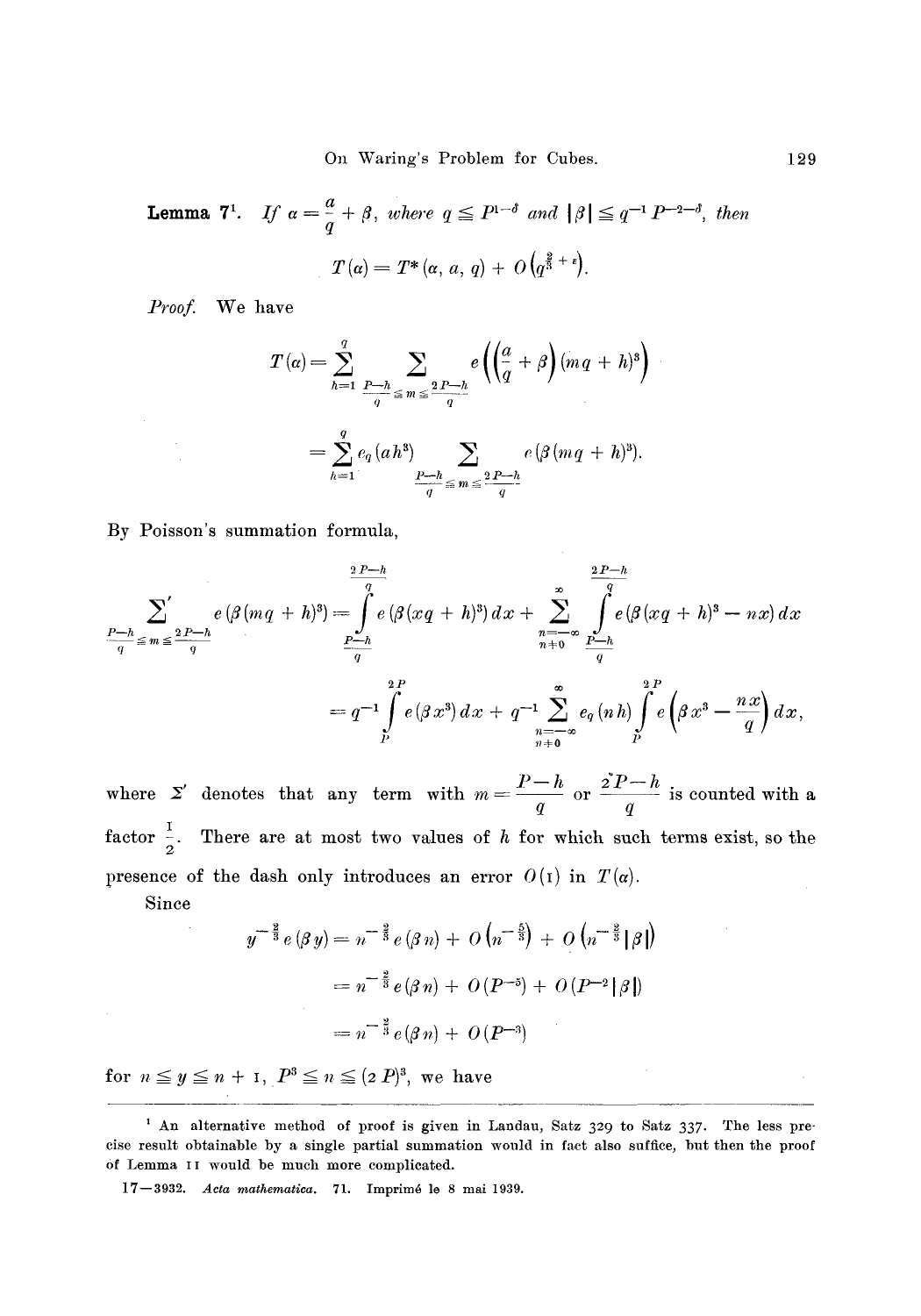**Lemma 7**[1]. *If* $\alpha = \frac{a}{q} + \beta$, *where* $q \leqq P^{1-\delta}$ *and* $|\beta| \leqq q^{-1} P^{-2-\delta}$, *then*

$$T(\alpha) = T^*(\alpha, a, q) + O\left(q^{\frac{2}{3}+\varepsilon}\right).$$

*Proof.* We have

$$T(\alpha) = \sum_{h=1}^{q} \sum_{\frac{P-h}{q} \leqq m \leqq \frac{2P-h}{q}} e\left(\left(\frac{a}{q} + \beta\right)(mq+h)^3\right)$$

$$= \sum_{h=1}^{q} e_q(ah^3) \sum_{\frac{P-h}{q} \leqq m \leqq \frac{2P-h}{q}} e(\beta(mq+h)^3).$$

By Poisson's summation formula,

$$\sum_{\frac{P-h}{q} \leqq m \leqq \frac{2P-h}{q}}{}' e(\beta(mq+h)^3) = \int_{\frac{P-h}{q}}^{\frac{2P-h}{q}} e(\beta(xq+h)^3)\,dx + \sum_{\substack{n=-\infty \\ n \neq 0}}^{\infty} \int_{\frac{P-h}{q}}^{\frac{2P-h}{q}} e(\beta(xq+h)^3 - nx)\,dx$$

$$= q^{-1} \int_{P}^{2P} e(\beta x^3)\,dx + q^{-1} \sum_{\substack{n=-\infty \\ n \neq 0}}^{\infty} e_q(nh) \int_{P}^{2P} e\left(\beta x^3 - \frac{nx}{q}\right)dx,$$

where $\Sigma'$ denotes that any term with $m = \dfrac{P-h}{q}$ or $\dfrac{2P-h}{q}$ is counted with a factor $\dfrac{1}{2}$. There are at most two values of $h$ for which such terms exist, so the presence of the dash only introduces an error $O(1)$ in $T(\alpha)$.

Since

$$y^{-\frac{2}{3}} e(\beta y) = n^{-\frac{2}{3}} e(\beta n) + O\left(n^{-\frac{5}{3}}\right) + O\left(n^{-\frac{2}{3}} |\beta|\right)$$

$$= n^{-\frac{2}{3}} e(\beta n) + O(P^{-5}) + O(P^{-2}|\beta|)$$

$$= n^{-\frac{2}{3}} e(\beta n) + O(P^{-3})$$

for $n \leqq y \leqq n+1$, $P^3 \leqq n \leqq (2P)^3$, we have

---

[1] An alternative method of proof is given in Landau, Satz 329 to Satz 337. The less precise result obtainable by a single partial summation would in fact also suffice, but then the proof of Lemma 11 would be much more complicated.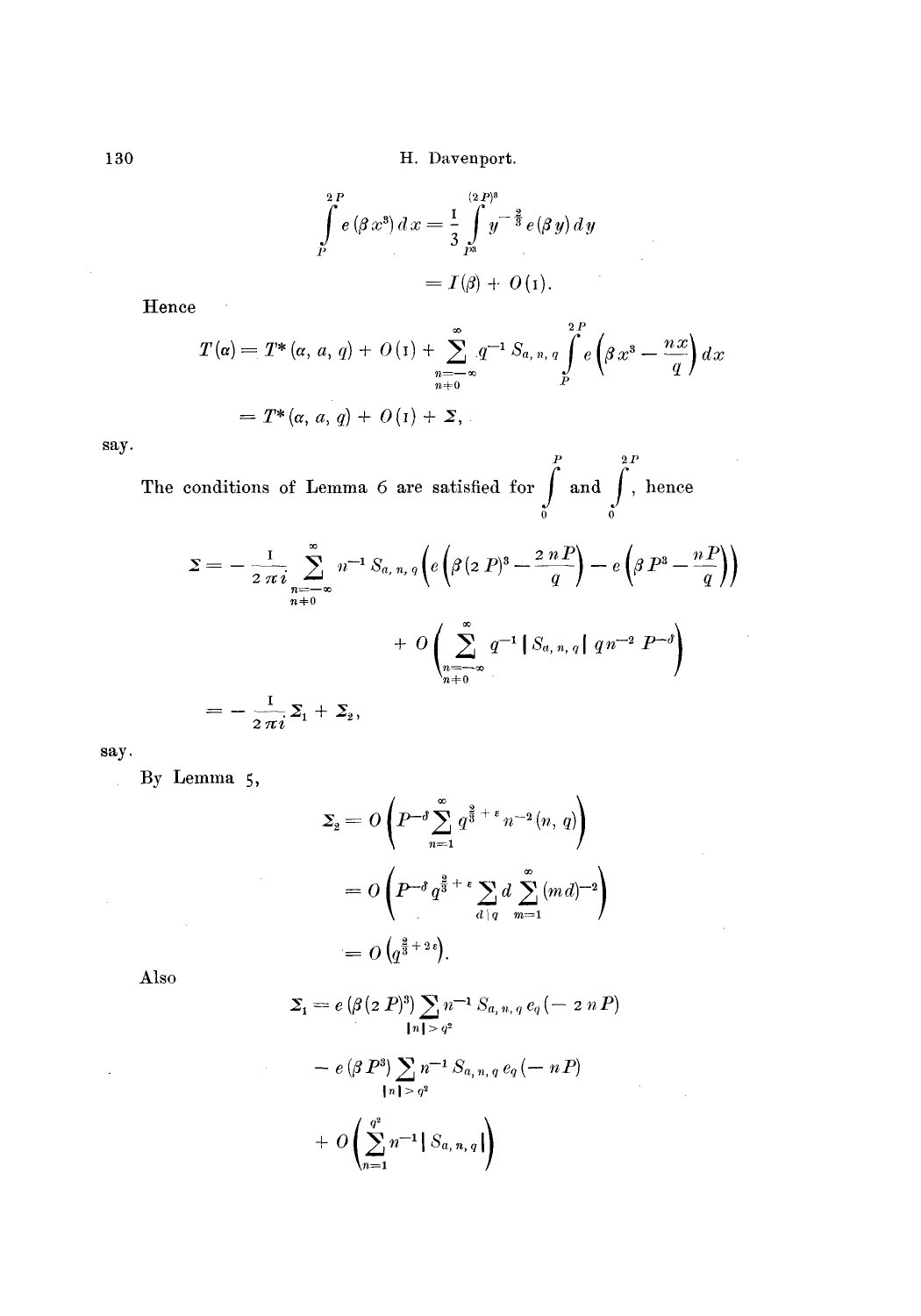$$\int_P^{2P} e(\beta x^3)\,dx = \frac{1}{3}\int_{P^3}^{(2P)^3} y^{-\frac{2}{3}} e(\beta y)\,dy$$

$$= I(\beta) + O(1).$$

Hence

$$T(\alpha) = T^*(\alpha, a, q) + O(1) + \sum_{\substack{n=-\infty \\ n\neq 0}}^{\infty} q^{-1} S_{a,n,q} \int_P^{2P} e\left(\beta x^3 - \frac{nx}{q}\right) dx$$

$$= T^*(\alpha, a, q) + O(1) + \Sigma,$$

say.

The conditions of Lemma 6 are satisfied for $\int_0^P$ and $\int_0^{2P}$, hence

$$\Sigma = -\frac{1}{2\pi i} \sum_{\substack{n=-\infty \\ n\neq 0}}^{\infty} n^{-1} S_{a,n,q}\left(e\left(\beta(2P)^3 - \frac{2nP}{q}\right) - e\left(\beta P^3 - \frac{nP}{q}\right)\right)$$

$$+ O\left(\sum_{\substack{n=-\infty \\ n\neq 0}}^{\infty} q^{-1} |S_{a,n,q}|\, q n^{-2} P^{-\delta}\right)$$

$$= -\frac{1}{2\pi i}\Sigma_1 + \Sigma_2,$$

say.

By Lemma 5,

$$\Sigma_2 = O\left(P^{-\delta} \sum_{n=1}^{\infty} q^{\frac{2}{3}+\varepsilon} n^{-2} (n, q)\right)$$

$$= O\left(P^{-\delta} q^{\frac{2}{3}+\varepsilon} \sum_{d \mid q} d \sum_{m=1}^{\infty} (md)^{-2}\right)$$

$$= O\left(q^{\frac{2}{3}+2\varepsilon}\right).$$

Also

$$\Sigma_1 = e(\beta(2P)^3) \sum_{|n| > q^2} n^{-1} S_{a,n,q}\, e_q(-2nP)$$

$$- e(\beta P^3) \sum_{|n| > q^2} n^{-1} S_{a,n,q}\, e_q(-nP)$$

$$+ O\left(\sum_{n=1}^{q^2} n^{-1} |S_{a,n,q}|\right)$$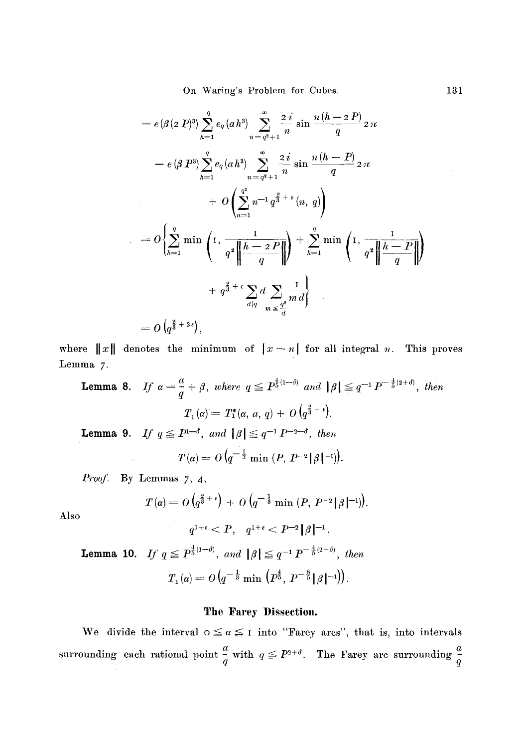$$= e(\beta(2P)^3) \sum_{h=1}^{q} e_q(ah^3) \sum_{n=q^2+1}^{\infty} \frac{2i}{n} \sin \frac{n(h-2P)}{q} 2\pi$$

$$- e(\beta P^3) \sum_{h=1}^{q} e_q(ah^3) \sum_{n=q^2+1}^{\infty} \frac{2i}{n} \sin \frac{n(h-P)}{q} 2\pi$$

$$+ O\left(\sum_{n=1}^{q^2} n^{-1} q^{\frac{2}{3}+\varepsilon}(n, q)\right)$$

$$= O\left\{\sum_{h=1}^{q} \min\left(1, \frac{1}{q^2 \left\| \frac{h-2P}{q} \right\|}\right) + \sum_{h=1}^{q} \min\left(1, \frac{1}{q^2 \left\| \frac{h-P}{q} \right\|}\right)\right.$$

$$\left. + q^{\frac{2}{3}+\varepsilon} \sum_{d|q} d \sum_{m \leqq \frac{q^2}{d}} \frac{1}{md}\right\}$$

$$= O\left(q^{\frac{2}{3}+2\varepsilon}\right),$$

where $\|x\|$ denotes the minimum of $|x-n|$ for all integral $n$. This proves Lemma 7.

**Lemma 8.** *If* $\alpha = \frac{a}{q} + \beta$, *where* $q \leqq P^{\frac{4}{5}(1-\delta)}$ *and* $|\beta| \leqq q^{-1} P^{-\frac{4}{5}(2+\delta)}$, *then*

$$T_1(\alpha) = T_1^*(\alpha, a, q) + O\left(q^{\frac{2}{3}+\varepsilon}\right).$$

**Lemma 9.** *If* $q \leqq P^{1-\delta}$, *and* $|\beta| \leqq q^{-1} P^{-2-\delta}$, *then*

$$T(\alpha) = O\left(q^{-\frac{1}{3}} \min(P, P^{-2}|\beta|^{-1})\right).$$

*Proof.* By Lemmas 7, 4,

$$T(\alpha) = O\left(q^{\frac{2}{3}+\varepsilon}\right) + O\left(q^{-\frac{1}{3}} \min(P, P^{-2}|\beta|^{-1})\right).$$

Also

$$q^{1+\varepsilon} < P, \quad q^{1+\varepsilon} < P^{-2}|\beta|^{-1}.$$

**Lemma 10.** *If* $q \leqq P^{\frac{4}{5}(1-\delta)}$, *and* $|\beta| \leqq q^{-1} P^{-\frac{4}{5}(2+\delta)}$, *then*

$$T_1(\alpha) = O\left(q^{-\frac{1}{3}} \min\left(P^{\frac{4}{5}}, P^{-\frac{8}{5}}|\beta|^{-1}\right)\right).$$

## The Farey Dissection.

We divide the interval $0 \leqq \alpha \leqq 1$ into "Farey arcs", that is, into intervals surrounding each rational point $\frac{a}{q}$ with $q \leqq P^{2+\delta}$. The Farey arc surrounding $\frac{a}{q}$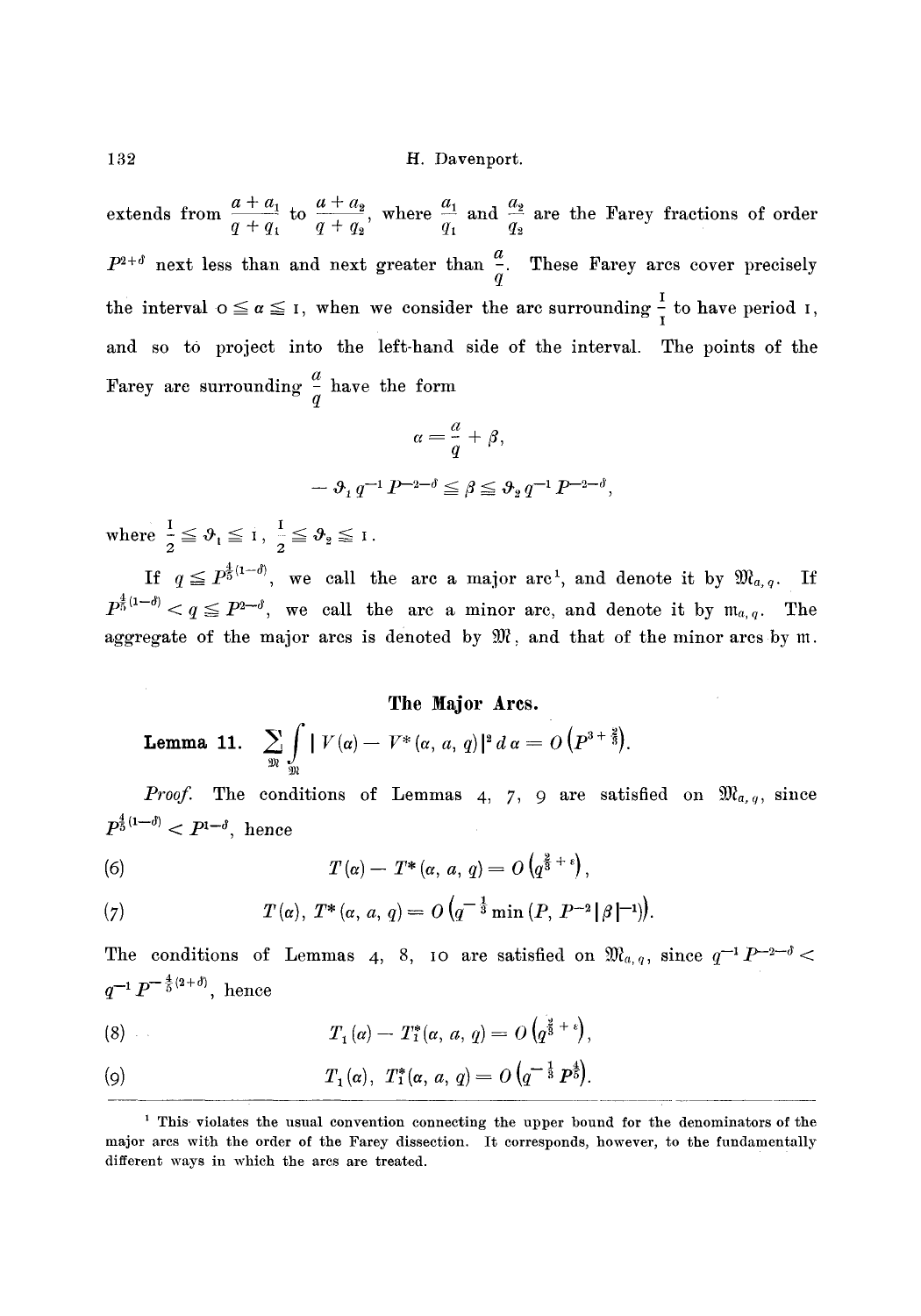extends from $\frac{a+a_1}{q+q_1}$ to $\frac{a+a_2}{q+q_2}$, where $\frac{a_1}{q_1}$ and $\frac{a_2}{q_2}$ are the Farey fractions of order $P^{2+\delta}$ next less than and next greater than $\frac{a}{q}$. These Farey arcs cover precisely the interval $0 \leqq \alpha \leqq 1$, when we consider the arc surrounding $\frac{1}{1}$ to have period 1, and so to project into the left-hand side of the interval. The points of the Farey arc surrounding $\frac{a}{q}$ have the form

$$\alpha = \frac{a}{q} + \beta,$$

$$-\vartheta_1 q^{-1} P^{-2-\delta} \leqq \beta \leqq \vartheta_2 q^{-1} P^{-2-\delta},$$

where $\frac{1}{2} \leqq \vartheta_1 \leqq 1$, $\frac{1}{2} \leqq \vartheta_2 \leqq 1$.

If $q \leqq P^{\frac{4}{5}(1-\delta)}$, we call the arc a major arc[1], and denote it by $\mathfrak{M}_{a,q}$. If $P^{\frac{4}{5}(1-\delta)} < q \leqq P^{2-\delta}$, we call the arc a minor arc, and denote it by $\mathfrak{m}_{a,q}$. The aggregate of the major arcs is denoted by $\mathfrak{M}$, and that of the minor arcs by $\mathfrak{m}$.

## The Major Arcs.

**Lemma 11.** $\sum_{\mathfrak{M}} \int_{\mathfrak{M}} | V(\alpha) - V^*(\alpha, a, q)|^2 \, d\alpha = O\left(P^{3+\frac{2}{3}}\right)$.

*Proof.* The conditions of Lemmas 4, 7, 9 are satisfied on $\mathfrak{M}_{a,q}$, since $P^{\frac{4}{5}(1-\delta)} < P^{1-\delta}$, hence

$$T(\alpha) - T^*(\alpha, a, q) = O\left(q^{\frac{2}{3}+\varepsilon}\right), \tag{6}$$

$$T(\alpha),\ T^*(\alpha, a, q) = O\left(q^{-\frac{1}{3}} \min (P, P^{-2}|\beta|^{-1})\right). \tag{7}$$

The conditions of Lemmas 4, 8, 10 are satisfied on $\mathfrak{M}_{a,q}$, since $q^{-1} P^{-2-\delta} < q^{-1} P^{-\frac{4}{5}(2+\delta)}$, hence

$$T_1(\alpha) - T_1^*(\alpha, a, q) = O\left(q^{\frac{2}{3}+\varepsilon}\right), \tag{8}$$

$$T_1(\alpha),\ T_1^*(\alpha, a, q) = O\left(q^{-\frac{1}{3}} P^{\frac{4}{5}}\right). \tag{9}$$

[1] This violates the usual convention connecting the upper bound for the denominators of the major arcs with the order of the Farey dissection. It corresponds, however, to the fundamentally different ways in which the arcs are treated.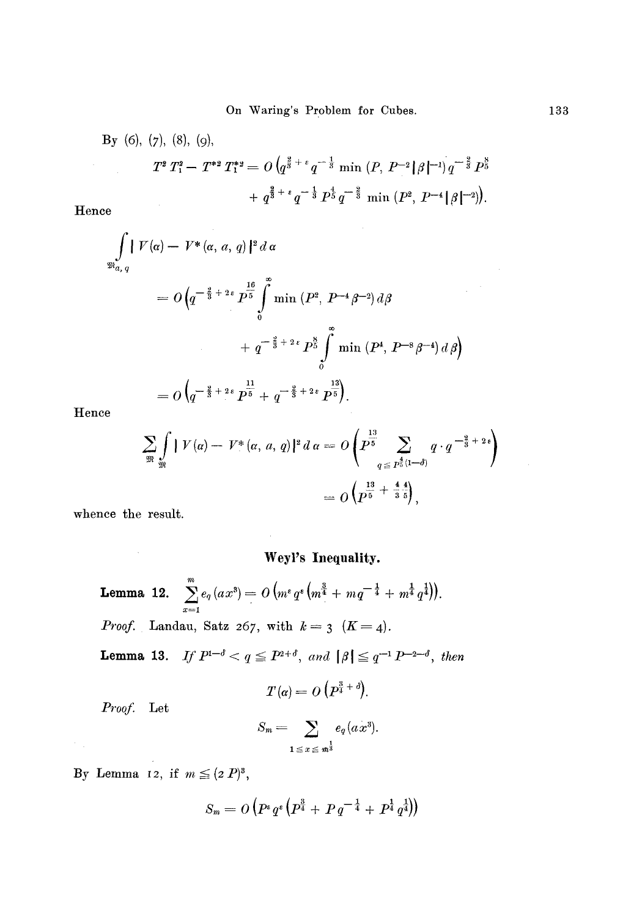By (6), (7), (8), (9),

$$T^2 T_1^2 - T^{*2} T_1^{*2} = O\left(q^{\frac{2}{3}+\varepsilon} q^{-\frac{1}{3}} \min(P, P^{-2}|\beta|^{-1}) q^{-\frac{2}{3}} P^{\frac{8}{5}} + q^{\frac{2}{3}+\varepsilon} q^{-\frac{1}{3}} P^{\frac{4}{5}} q^{-\frac{2}{3}} \min(P^2, P^{-4}|\beta|^{-2})\right).$$

Hence

$$\int\limits_{\mathfrak{M}_{a,q}} |V(\alpha) - V^*(\alpha, a, q)|^2 d\alpha$$

$$= O\left(q^{-\frac{2}{3}+2\varepsilon} P^{\frac{16}{5}} \int\limits_0^\infty \min(P^2, P^{-4}\beta^{-2})\, d\beta + q^{-\frac{2}{3}+2\varepsilon} P^{\frac{8}{5}} \int\limits_0^\infty \min(P^4, P^{-8}\beta^{-4})\, d\beta\right)$$

$$= O\left(q^{-\frac{2}{3}+2\varepsilon} P^{\frac{11}{5}} + q^{-\frac{2}{3}+2\varepsilon} P^{\frac{13}{5}}\right).$$

Hence

$$\sum_{\mathfrak{M}} \int\limits_{\mathfrak{M}} |V(\alpha) - V^*(\alpha, a, q)|^2 d\alpha = O\left(P^{\frac{13}{5}} \sum_{q \leq P^{\frac{4}{5}(1-\delta)}} q \cdot q^{-\frac{2}{3}+2\varepsilon}\right)$$

$$= O\left(P^{\frac{13}{5}+\frac{4}{3}\frac{4}{5}}\right),$$

whence the result.

## Weyl's Inequality.

**Lemma 12.** $\sum\limits_{x=1}^{m} e_q(ax^3) = O\left(m^\varepsilon q^\varepsilon \left(m^{\frac{3}{4}} + m q^{-\frac{1}{4}} + m^{\frac{1}{4}} q^{\frac{1}{4}}\right)\right).$

*Proof.* Landau, Satz 267, with $k = 3$ $(K = 4)$.

**Lemma 13.** *If* $P^{1-\delta} < q \leq P^{2+\delta}$, *and* $|\beta| \leq q^{-1} P^{-2-\delta}$, *then*

$$T(\alpha) = O\left(P^{\frac{3}{4}+\delta}\right).$$

*Proof.* Let

$$S_m = \sum_{1 \leq x \leq m^{\frac{1}{3}}} e_q(ax^3).$$

By Lemma 12, if $m \leq (2P)^3$,

$$S_m = O\left(P^\varepsilon q^\varepsilon \left(P^{\frac{3}{4}} + P q^{-\frac{1}{4}} + P^{\frac{1}{4}} q^{\frac{1}{4}}\right)\right)$$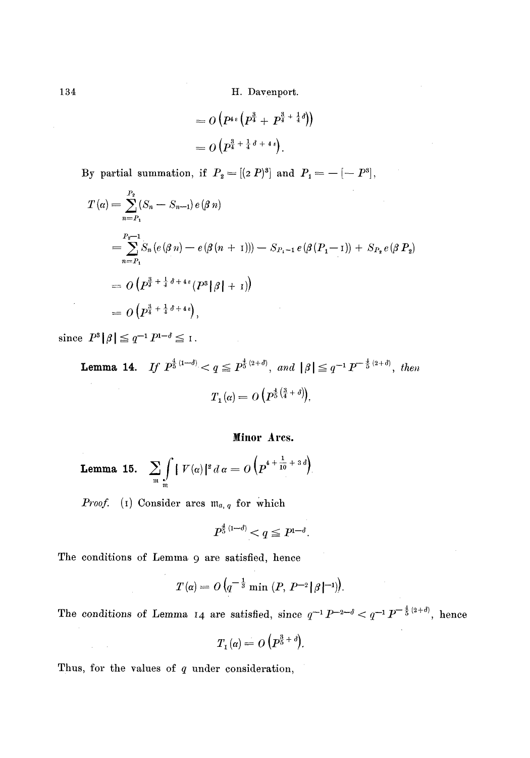$$= O\left(P^{4\varepsilon}\left(P^{\frac{3}{4}} + P^{\frac{3}{4}+\frac{1}{4}\delta}\right)\right)$$

$$= O\left(P^{\frac{3}{4}+\frac{1}{4}\delta+4\varepsilon}\right).$$

By partial summation, if $P_2 = [(2P)^3]$ and $P_1 = -[-P^3]$,

$$T(\alpha) = \sum_{n=P_1}^{P_2} (S_n - S_{n-1})\, e(\beta n)$$

$$= \sum_{n=P_1}^{P_2-1} S_n\left(e(\beta n) - e(\beta(n+1))\right) - S_{P_1-1}\, e(\beta(P_1-1)) + S_{P_2}\, e(\beta P_2)$$

$$= O\left(P^{\frac{3}{4}+\frac{1}{4}\delta+4\varepsilon}(P^3|\beta| + 1)\right)$$

$$= O\left(P^{\frac{3}{4}+\frac{1}{4}\delta+4\varepsilon}\right),$$

since $P^3|\beta| \leqq q^{-1}P^{1-\delta} \leqq 1$.

**Lemma 14.** *If* $P^{\frac{4}{5}(1-\delta)} < q \leqq P^{\frac{4}{5}(2+\delta)}$, *and* $|\beta| \leqq q^{-1}P^{-\frac{4}{5}(2+\delta)}$, *then*

$$T_1(\alpha) = O\left(P^{\frac{4}{5}\left(\frac{3}{4}+\delta\right)}\right).$$

## Minor Arcs.

**Lemma 15.** $\displaystyle\sum_{\mathfrak{m}} \int_{\mathfrak{m}} |V(\alpha)|^2\, d\alpha = O\left(P^{4+\frac{1}{10}+3\delta}\right).$

*Proof.* (1) Consider arcs $\mathfrak{m}_{a,q}$ for which

$$P^{\frac{4}{5}(1-\delta)} < q \leqq P^{1-\delta}.$$

The conditions of Lemma 9 are satisfied, hence

$$T(\alpha) = O\left(q^{-\frac{1}{3}} \min(P,\, P^{-2}|\beta|^{-1})\right).$$

The conditions of Lemma 14 are satisfied, since $q^{-1}P^{-2-\delta} < q^{-1}P^{-\frac{4}{5}(2+\delta)}$, hence

$$T_1(\alpha) = O\left(P^{\frac{3}{5}+\delta}\right).$$

Thus, for the values of $q$ under consideration,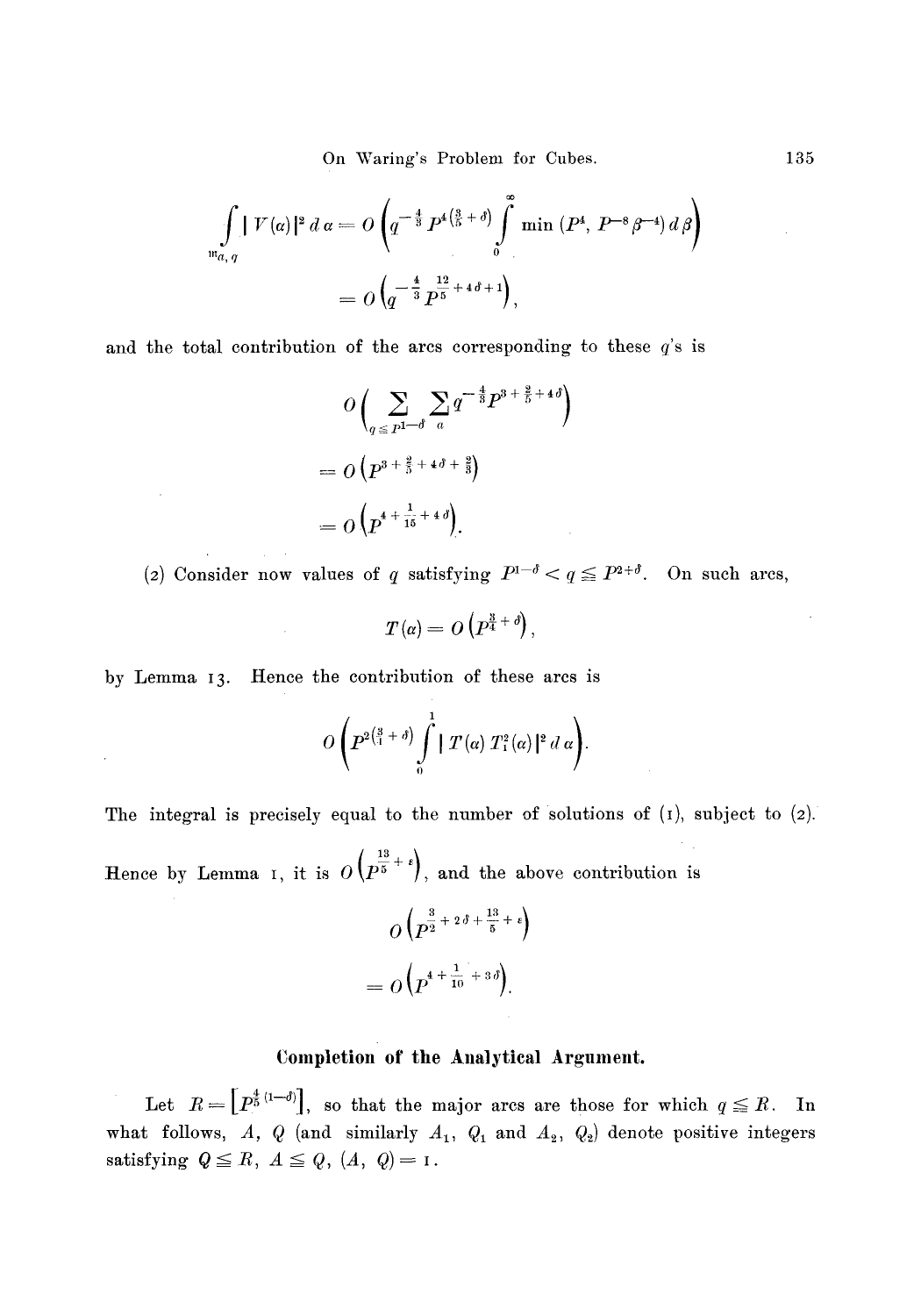$$\int_{\mathfrak{m}_{a,q}} |V(\alpha)|^2 \, d\alpha = O\left(q^{-\frac{4}{3}} P^{4\left(\frac{3}{5}+\delta\right)} \int_0^\infty \min\left(P^4, P^{-8}\beta^{-4}\right) d\beta\right)$$

$$= O\left(q^{-\frac{4}{3}} P^{\frac{12}{5}+4\delta+1}\right),$$

and the total contribution of the arcs corresponding to these $q$'s is

$$O\left(\sum_{q \leqq P^{1-\delta}} \sum_{a} q^{-\frac{4}{3}} P^{3+\frac{2}{5}+4\delta}\right)$$

$$= O\left(P^{3+\frac{2}{5}+4\delta+\frac{2}{3}}\right)$$

$$= O\left(P^{4+\frac{1}{15}+4\delta}\right).$$

(2) Consider now values of $q$ satisfying $P^{1-\delta} < q \leqq P^{2+\delta}$. On such arcs,

$$T(\alpha) = O\left(P^{\frac{3}{4}+\delta}\right),$$

by Lemma 13. Hence the contribution of these arcs is

$$O\left(P^{2\left(\frac{3}{4}+\delta\right)} \int_0^1 |T(\alpha) T_1^2(\alpha)|^2 \, d\alpha\right).$$

The integral is precisely equal to the number of solutions of (1), subject to (2). Hence by Lemma 1, it is $O\left(P^{\frac{13}{5}+\varepsilon}\right)$, and the above contribution is

$$O\left(P^{\frac{3}{2}+2\delta+\frac{13}{5}+\varepsilon}\right)$$

$$= O\left(P^{4+\frac{1}{10}+3\delta}\right).$$

## Completion of the Analytical Argument.

Let $R = \left[P^{\frac{4}{5}(1-\delta)}\right]$, so that the major arcs are those for which $q \leqq R$. In what follows, $A$, $Q$ (and similarly $A_1$, $Q_1$ and $A_2$, $Q_2$) denote positive integers satisfying $Q \leqq R$, $A \leqq Q$, $(A, Q) = 1$.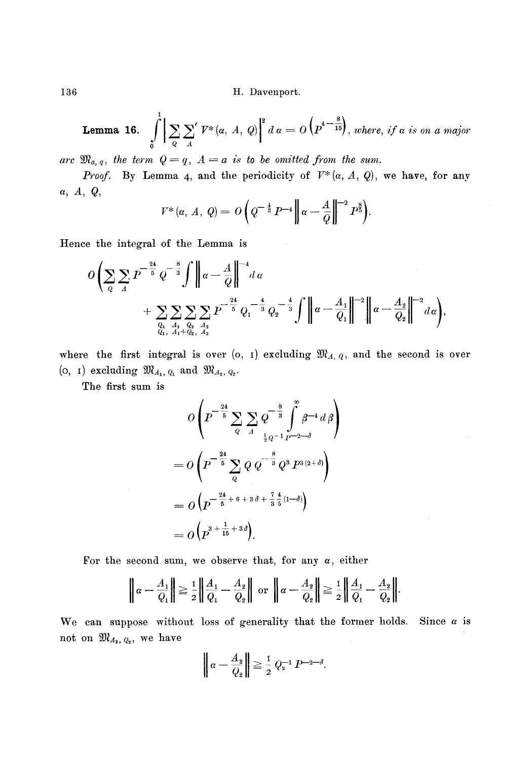**Lemma 16.** $\int_0^1 \left| \sum_Q \sum_A{}' V^*(\alpha, A, Q) \right|^2 d\alpha = O\left(P^{4 - \frac{8}{15}}\right)$, *where, if $\alpha$ is on a major arc $\mathfrak{M}_{a,q}$, the term $Q = q$, $A = a$ is to be omitted from the sum.*

*Proof.* By Lemma 4, and the periodicity of $V^*(\alpha, A, Q)$, we have, for any $\alpha$, $A$, $Q$,

$$V^*(\alpha, A, Q) = O\left(Q^{-\frac{4}{3}} P^{-4} \left\| \alpha - \frac{A}{Q} \right\|^{-2} P^{\frac{8}{5}}\right).$$

Hence the integral of the Lemma is

$$O\left( \sum_Q \sum_A P^{-\frac{24}{5}} Q^{-\frac{8}{3}} \int \left\| \alpha - \frac{A}{Q} \right\|^{-4} d\alpha \right.$$
$$\left. + \sum_{Q_1} \sum_{A_1} \sum_{Q_2} \sum_{\substack{A_2 \\ Q_1, A_1 \neq Q_2, A_2}} P^{-\frac{24}{5}} Q_1^{-\frac{4}{3}} Q_2^{-\frac{4}{3}} \int \left\| \alpha - \frac{A_1}{Q_1} \right\|^{-2} \left\| \alpha - \frac{A_2}{Q_2} \right\|^{-2} d\alpha \right),$$

where the first integral is over $(0, 1)$ excluding $\mathfrak{M}_{A,Q}$, and the second is over $(0, 1)$ excluding $\mathfrak{M}_{A_1,Q_1}$ and $\mathfrak{M}_{A_2,Q_2}$.

The first sum is

$$O\left( P^{-\frac{24}{5}} \sum_Q \sum_A Q^{-\frac{8}{3}} \int_{\frac{1}{2}Q^{-1}P^{-2-\delta}}^{\infty} \beta^{-4} d\beta \right)$$

$$= O\left( P^{-\frac{24}{5}} \sum_Q Q\, Q^{-\frac{8}{3}} Q^3 P^{3(2+\delta)} \right)$$

$$= O\left( P^{-\frac{24}{5} + 6 + 3\delta + \frac{7}{3}\frac{4}{5}(1-\delta)} \right)$$

$$= O\left( P^{3 + \frac{1}{15} + 3\delta} \right).$$

For the second sum, we observe that, for any $\alpha$, either

$$\left\| \alpha - \frac{A_1}{Q_1} \right\| \geqq \frac{1}{2} \left\| \frac{A_1}{Q_1} - \frac{A_2}{Q_2} \right\| \text{ or } \left\| \alpha - \frac{A_2}{Q_2} \right\| \geqq \frac{1}{2} \left\| \frac{A_1}{Q_1} - \frac{A_2}{Q_2} \right\|.$$

We can suppose without loss of generality that the former holds. Since $\alpha$ is not on $\mathfrak{M}_{A_2,Q_2}$, we have

$$\left\| \alpha - \frac{A_2}{Q_2} \right\| \geqq \frac{1}{2} Q_2^{-1} P^{-2-\delta}.$$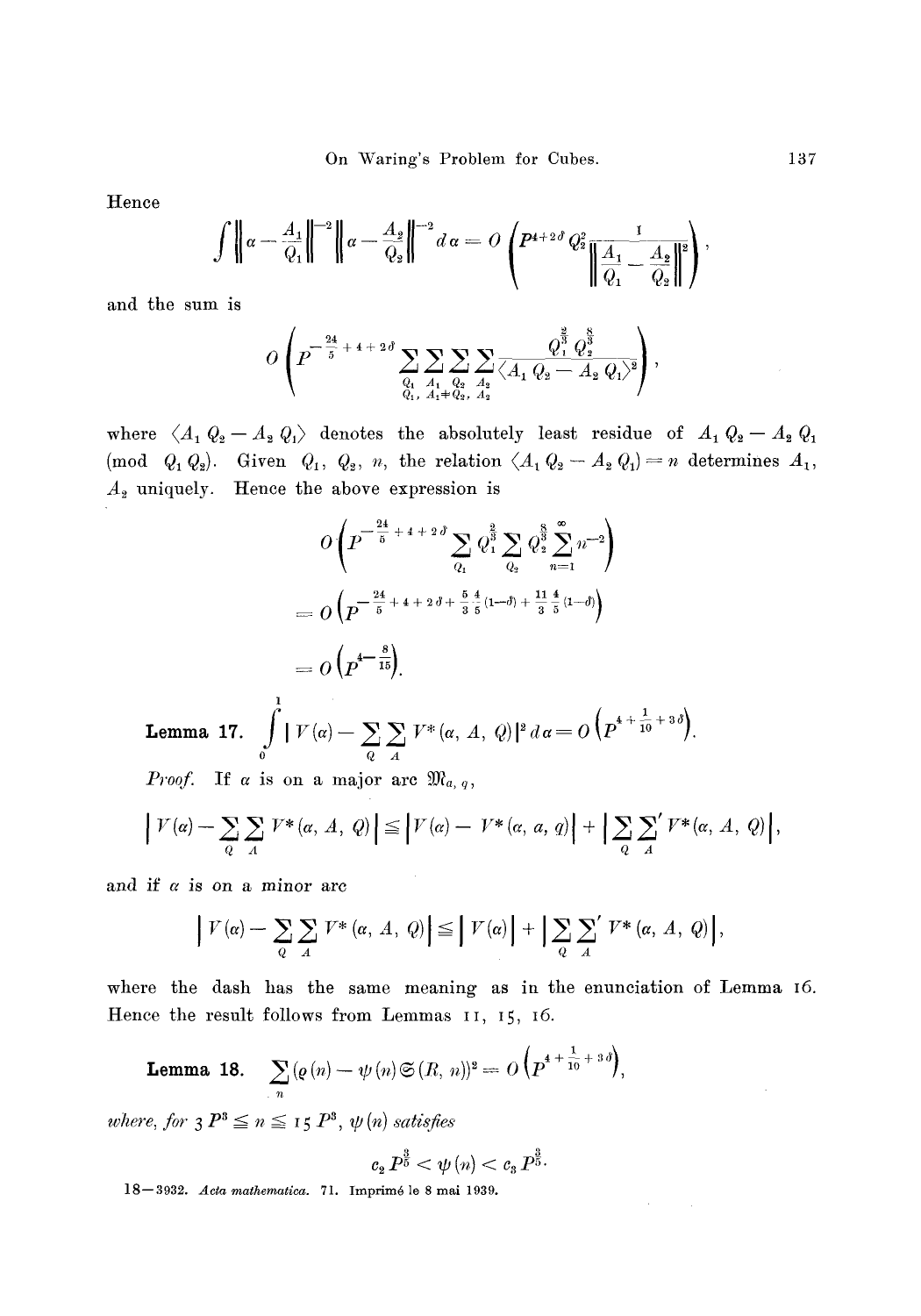Hence

$$\int \left\| \alpha - \frac{A_1}{Q_1} \right\|^{-2} \left\| \alpha - \frac{A_2}{Q_2} \right\|^{-2} d\alpha = O\left( P^{4+2\delta} Q_2^2 \frac{1}{\left\| \frac{A_1}{Q_1} - \frac{A_2}{Q_2} \right\|^2} \right),$$

and the sum is

$$O\left( P^{-\frac{24}{5}+4+2\delta} \sum_{\substack{Q_1 \\ Q_1,}} \sum_{\substack{A_1 \\ A_1 \neq Q_2,}} \sum_{Q_2} \sum_{A_2} \frac{Q_1^{\frac{2}{3}} Q_2^{\frac{8}{3}}}{\langle A_1 Q_2 - A_2 Q_1 \rangle^2} \right),$$

where $\langle A_1 Q_2 - A_2 Q_1 \rangle$ denotes the absolutely least residue of $A_1 Q_2 - A_2 Q_1$ (mod $Q_1 Q_2$). Given $Q_1$, $Q_2$, $n$, the relation $\langle A_1 Q_2 - A_2 Q_1 \rangle = n$ determines $A_1$, $A_2$ uniquely. Hence the above expression is

$$O\left( P^{-\frac{24}{5}+4+2\delta} \sum_{Q_1} Q_1^{\frac{2}{3}} \sum_{Q_2} Q_2^{\frac{8}{3}} \sum_{n=1}^{\infty} n^{-2} \right)$$

$$= O\left( P^{-\frac{24}{5}+4+2\delta+\frac{5}{3}\frac{4}{5}(1-\delta)+\frac{11}{3}\frac{4}{5}(1-\delta)} \right)$$

$$= O\left( P^{4-\frac{8}{15}} \right).$$

**Lemma 17.** $\displaystyle\int_0^1 \left| V(\alpha) - \sum_Q \sum_A V^*(\alpha, A, Q) \right|^2 d\alpha = O\left( P^{4+\frac{1}{10}+3\delta} \right).$

*Proof.* If $\alpha$ is on a major arc $\mathfrak{M}_{a,q}$,

$$\left| V(\alpha) - \sum_Q \sum_A V^*(\alpha, A, Q) \right| \leqq \left| V(\alpha) - V^*(\alpha, a, q) \right| + \left| \sum_Q {\sum_A}' V^*(\alpha, A, Q) \right|,$$

and if $\alpha$ is on a minor arc

$$\left| V(\alpha) - \sum_Q \sum_A V^*(\alpha, A, Q) \right| \leqq \left| V(\alpha) \right| + \left| \sum_Q {\sum_A}' V^*(\alpha, A, Q) \right|,$$

where the dash has the same meaning as in the enunciation of Lemma 16. Hence the result follows from Lemmas 11, 15, 16.

**Lemma 18.** $\displaystyle\sum_n (\varrho(n) - \psi(n) \mathfrak{S}(R, n))^2 = O\left( P^{4+\frac{1}{10}+3\delta} \right),$

*where, for* $3P^3 \leqq n \leqq 15P^3$, $\psi(n)$ *satisfies*

$$c_2 P^{\frac{3}{5}} < \psi(n) < c_3 P^{\frac{3}{5}}.$$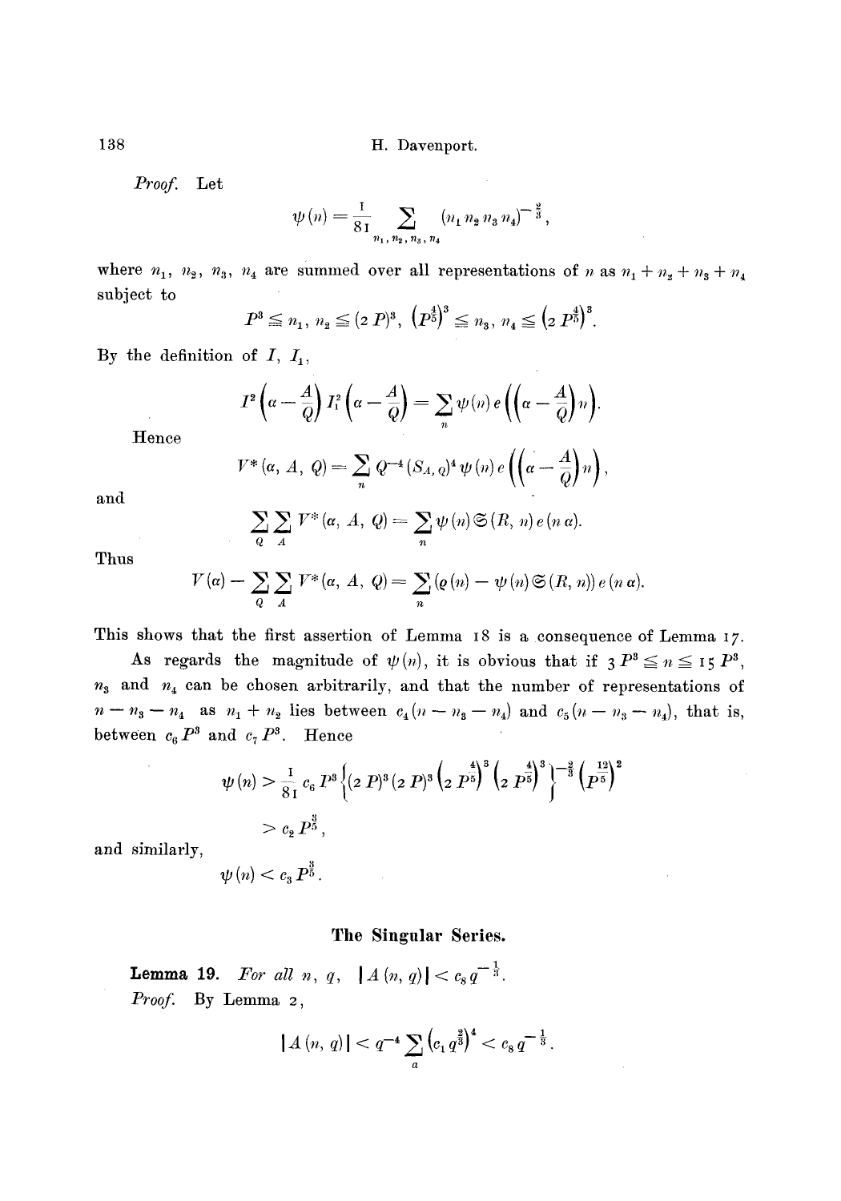*Proof.* Let

$$\psi(n) = \frac{1}{81} \sum_{n_1, n_2, n_3, n_4} (n_1 n_2 n_3 n_4)^{-\frac{2}{3}},$$

where $n_1$, $n_2$, $n_3$, $n_4$ are summed over all representations of $n$ as $n_1 + n_2 + n_3 + n_4$ subject to

$$P^3 \leqq n_1,\, n_2 \leqq (2P)^3, \quad \left(P^{\frac{4}{5}}\right)^3 \leqq n_3,\, n_4 \leqq \left(2P^{\frac{4}{5}}\right)^3.$$

By the definition of $I$, $I_1$,

$$I^2\left(\alpha - \frac{A}{Q}\right) I_1^2\left(\alpha - \frac{A}{Q}\right) = \sum_n \psi(n)\, e\left(\left(\alpha - \frac{A}{Q}\right) n\right).$$

Hence

$$V^*(\alpha, A, Q) = \sum_n Q^{-4} (S_{A,Q})^4 \psi(n)\, e\left(\left(\alpha - \frac{A}{Q}\right) n\right),$$

and

$$\sum_Q \sum_A V^*(\alpha, A, Q) = \sum_n \psi(n)\, \mathfrak{S}(R, n)\, e(n\alpha).$$

Thus

$$V(\alpha) - \sum_Q \sum_A V^*(\alpha, A, Q) = \sum_n (\varrho(n) - \psi(n)\, \mathfrak{S}(R, n))\, e(n\alpha).$$

This shows that the first assertion of Lemma 18 is a consequence of Lemma 17.

As regards the magnitude of $\psi(n)$, it is obvious that if $3P^3 \leqq n \leqq 15P^3$, $n_3$ and $n_4$ can be chosen arbitrarily, and that the number of representations of $n - n_3 - n_4$ as $n_1 + n_2$ lies between $c_4(n - n_3 - n_4)$ and $c_5(n - n_3 - n_4)$, that is, between $c_6 P^3$ and $c_7 P^3$. Hence

$$\psi(n) > \frac{1}{81} c_6 P^3 \left\{ (2P)^3 (2P)^3 \left(2P^{\frac{4}{5}}\right)^3 \left(2P^{\frac{4}{5}}\right)^3 \right\}^{-\frac{2}{3}} \left(P^{\frac{12}{5}}\right)^2$$

$$> c_2 P^{\frac{3}{5}},$$

and similarly,

$$\psi(n) < c_3 P^{\frac{3}{5}}.$$

## The Singular Series.

**Lemma 19.** *For all $n$, $q$,* $|A(n, q)| < c_8 q^{-\frac{1}{3}}$.

*Proof.* By Lemma 2,

$$|A(n, q)| < q^{-4} \sum_a \left(c_1 q^{\frac{2}{3}}\right)^4 < c_8 q^{-\frac{1}{3}}.$$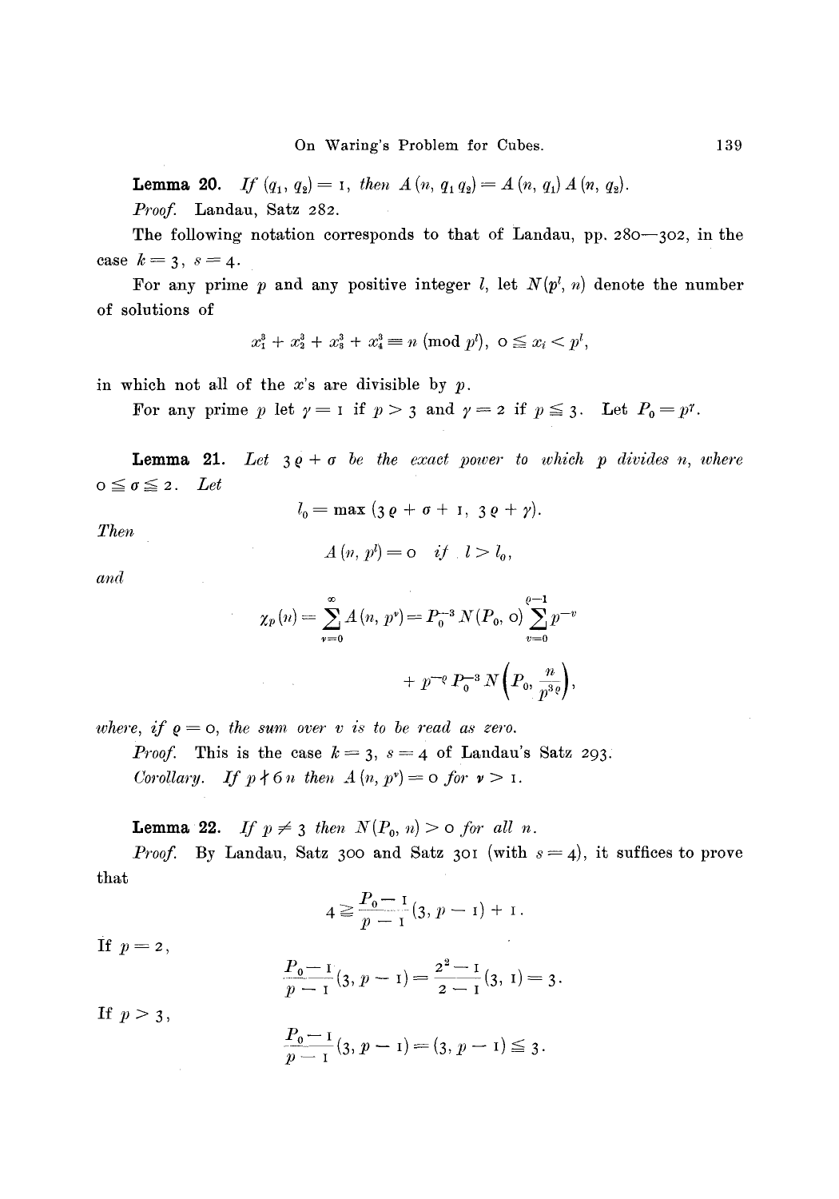**Lemma 20.** *If* $(q_1, q_2) = 1$, *then* $A(n, q_1 q_2) = A(n, q_1) A(n, q_2)$.

*Proof.* Landau, Satz 282.

The following notation corresponds to that of Landau, pp. 280—302, in the case $k = 3$, $s = 4$.

For any prime $p$ and any positive integer $l$, let $N(p^l, n)$ denote the number of solutions of

$$x_1^3 + x_2^3 + x_3^3 + x_4^3 \equiv n \pmod{p^l}, \quad 0 \leqq x_i < p^l,$$

in which not all of the $x$'s are divisible by $p$.

For any prime $p$ let $\gamma = 1$ if $p > 3$ and $\gamma = 2$ if $p \leqq 3$. Let $P_0 = p^\gamma$.

**Lemma 21.** *Let* $3\varrho + \sigma$ *be the exact power to which* $p$ *divides* $n$, *where* $0 \leqq \sigma \leqq 2$. *Let*

$$l_0 = \max(3\varrho + \sigma + 1,\ 3\varrho + \gamma).$$

*Then*

$$A(n, p^l) = 0 \quad \textit{if} \quad l > l_0,$$

*and*

$$\chi_p(n) = \sum_{\nu=0}^{\infty} A(n, p^\nu) = P_0^{-3} N(P_0, 0) \sum_{v=0}^{\varrho-1} p^{-v}$$

$$+ p^{-\varrho} P_0^{-3} N\left(P_0, \frac{n}{p^{3\varrho}}\right),$$

*where, if* $\varrho = 0$, *the sum over* $v$ *is to be read as zero.*

*Proof.* This is the case $k = 3$, $s = 4$ of Landau's Satz 293.

*Corollary. If* $p \nmid 6n$ *then* $A(n, p^\nu) = 0$ *for* $\nu > 1$.

**Lemma 22.** *If* $p \neq 3$ *then* $N(P_0, n) > 0$ *for all* $n$.

*Proof.* By Landau, Satz 300 and Satz 301 (with $s = 4$), it suffices to prove that

$$4 \geqq \frac{P_0 - 1}{p - 1}(3, p - 1) + 1.$$

If $p = 2$,

$$\frac{P_0 - 1}{p - 1}(3, p - 1) = \frac{2^2 - 1}{2 - 1}(3, 1) = 3.$$

If $p > 3$,

$$\frac{P_0 - 1}{p - 1}(3, p - 1) = (3, p - 1) \leqq 3.$$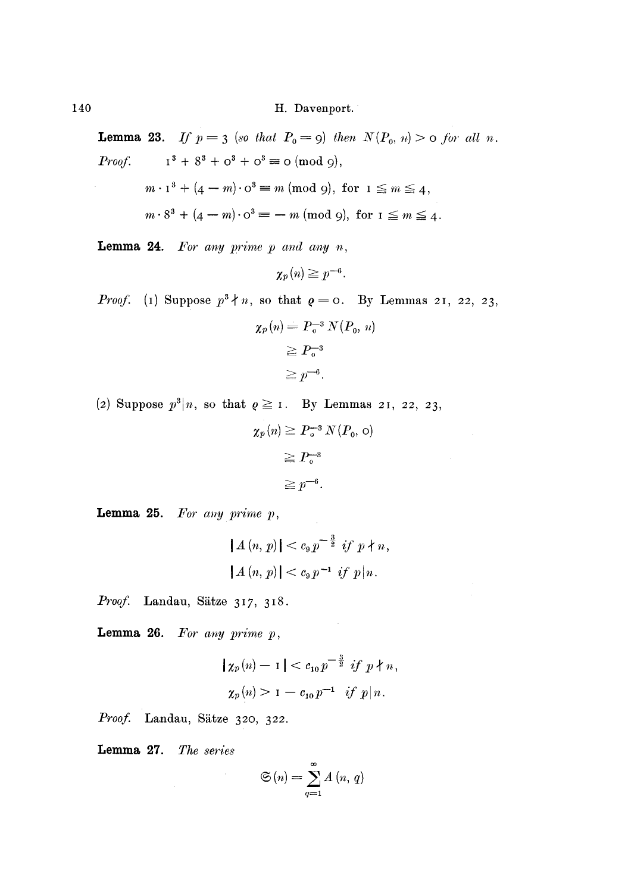**Lemma 23.** *If $p = 3$ (so that $P_0 = 9$) then $N(P_0, n) > 0$ for all $n$.*

*Proof.*

$$1^3 + 8^3 + 0^3 + 0^3 \equiv 0 \pmod 9,$$

$$m \cdot 1^3 + (4 - m) \cdot 0^3 \equiv m \pmod 9), \text{ for } 1 \leqq m \leqq 4,$$

$$m \cdot 8^3 + (4 - m) \cdot 0^3 \equiv -m \pmod 9), \text{ for } 1 \leqq m \leqq 4.$$

**Lemma 24.** *For any prime $p$ and any $n$,*

$$\chi_p(n) \geqq p^{-6}.$$

*Proof.* (1) Suppose $p^3 \nmid n$, so that $\varrho = 0$. By Lemmas 21, 22, 23,

$$\begin{aligned} \chi_p(n) &= P_0^{-3} N(P_0, n) \\ &\geqq P_0^{-3} \\ &\geqq p^{-6}. \end{aligned}$$

(2) Suppose $p^3 | n$, so that $\varrho \geqq 1$. By Lemmas 21, 22, 23,

$$\begin{aligned} \chi_p(n) &\geqq P_0^{-3} N(P_0, 0) \\ &\geqq P_0^{-3} \\ &\geqq p^{-6}. \end{aligned}$$

**Lemma 25.** *For any prime $p$,*

$$|A(n, p)| < c_9 p^{-\frac{3}{2}} \text{ if } p \nmid n,$$

$$|A(n, p)| < c_9 p^{-1} \text{ if } p | n.$$

*Proof.* Landau, Sätze 317, 318.

**Lemma 26.** *For any prime $p$,*

$$|\chi_p(n) - 1| < c_{10} p^{-\frac{3}{2}} \text{ if } p \nmid n,$$

$$\chi_p(n) > 1 - c_{10} p^{-1} \text{ if } p | n.$$

*Proof.* Landau, Sätze 320, 322.

**Lemma 27.** *The series*

$$\mathfrak{S}(n) = \sum_{q=1}^{\infty} A(n, q)$$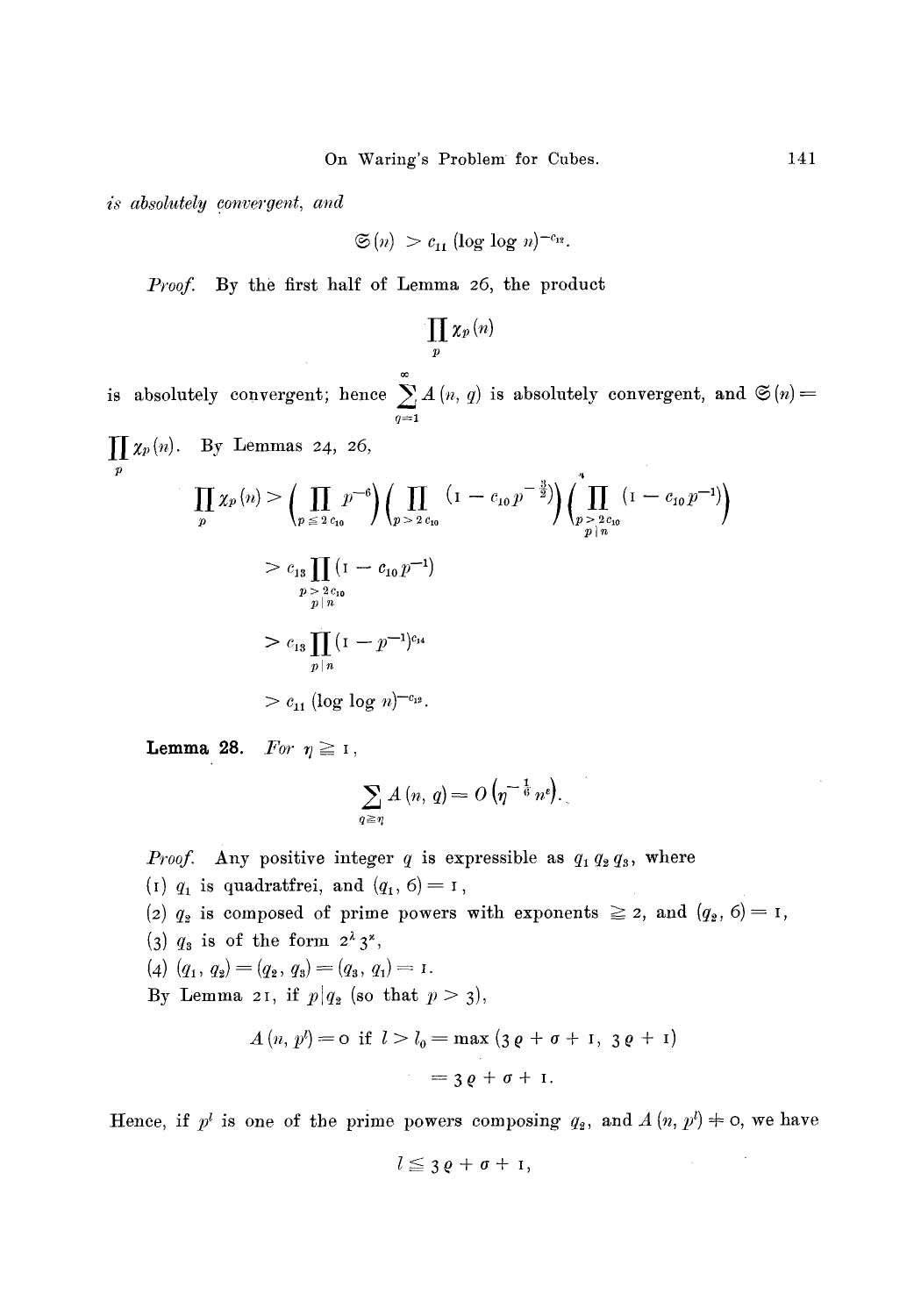*is absolutely convergent, and*

$$\mathfrak{S}(n) > c_{11} (\log \log n)^{-c_{12}}.$$

*Proof.* By the first half of Lemma 26, the product

$$\prod_p \chi_p(n)$$

is absolutely convergent; hence $\sum_{q=1}^{\infty} A(n, q)$ is absolutely convergent, and $\mathfrak{S}(n) = \prod_p \chi_p(n)$. By Lemmas 24, 26,

$$\prod_p \chi_p(n) > \Big(\prod_{p \leqq 2c_{10}} p^{-6}\Big)\Big(\prod_{p > 2c_{10}} (1 - c_{10} p^{-\frac{3}{2}})\Big)\Big(\prod_{\substack{p > 2c_{10} \\ p \mid n}} (1 - c_{10} p^{-1})\Big)$$

$$> c_{13} \prod_{\substack{p > 2c_{10} \\ p \mid n}} (1 - c_{10} p^{-1})$$

$$> c_{13} \prod_{p \mid n} (1 - p^{-1})^{c_{14}}$$

$$> c_{11} (\log \log n)^{-c_{12}}.$$

**Lemma 28.** *For* $\eta \geqq 1$,

$$\sum_{q \geqq \eta} A(n, q) = O\left(\eta^{-\frac{1}{6}} n^{\varepsilon}\right).$$

*Proof.* Any positive integer $q$ is expressible as $q_1 q_2 q_3$, where

(1) $q_1$ is quadratfrei, and $(q_1, 6) = 1$,

(2) $q_2$ is composed of prime powers with exponents $\geqq 2$, and $(q_2, 6) = 1$,

(3) $q_3$ is of the form $2^{\lambda} 3^{\varkappa}$,

(4) $(q_1, q_2) = (q_2, q_3) = (q_3, q_1) = 1$.

By Lemma 21, if $p \mid q_2$ (so that $p > 3$),

$$A(n, p^l) = 0 \text{ if } l > l_0 = \max(3\varrho + \sigma + 1,\ 3\varrho + 1)$$

$$= 3\varrho + \sigma + 1.$$

Hence, if $p^l$ is one of the prime powers composing $q_2$, and $A(n, p^l) \neq 0$, we have

$$l \leqq 3\varrho + \sigma + 1,$$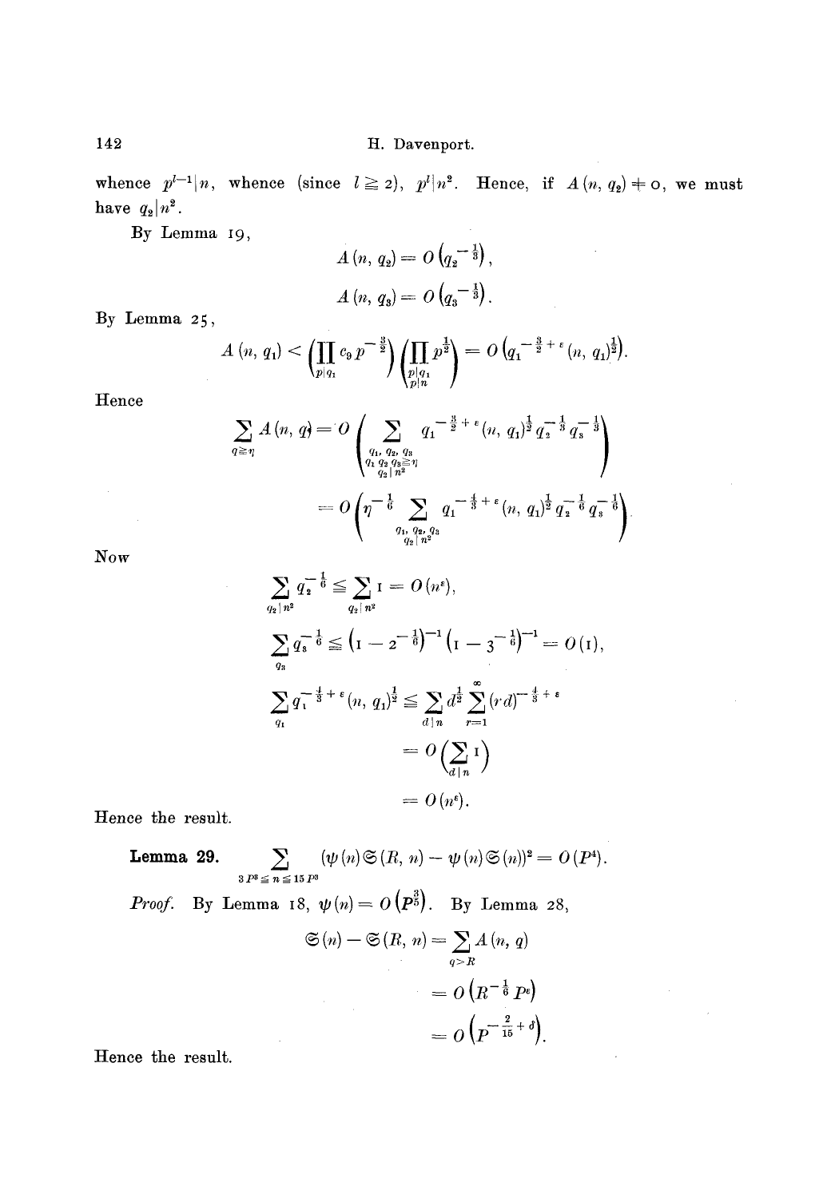whence $p^{l-1}|n$, whence (since $l \geqq 2$), $p^l|n^2$. Hence, if $A(n, q_2) \neq 0$, we must have $q_2|n^2$.

By Lemma 19,

$$A(n, q_2) = O\left(q_2^{-\frac{1}{3}}\right),$$

$$A(n, q_3) = O\left(q_3^{-\frac{1}{3}}\right).$$

By Lemma 25,

$$A(n, q_1) < \left(\prod_{p|q_1} c_9 p^{-\frac{3}{2}}\right)\left(\prod_{\substack{p|q_1 \\ p|n}} p^{\frac{1}{2}}\right) = O\left(q_1^{-\frac{3}{2}+\varepsilon}(n, q_1)^{\frac{1}{2}}\right).$$

Hence

$$\sum_{q \geqq \eta} A(n, q) = O\left(\sum_{\substack{q_1, q_2, q_3 \\ q_1 q_2 q_3 \geqq \eta \\ q_2 | n^2}} q_1^{-\frac{3}{2}+\varepsilon}(n, q_1)^{\frac{1}{2}} q_2^{-\frac{1}{3}} q_3^{-\frac{1}{3}}\right)$$

$$= O\left(\eta^{-\frac{1}{6}} \sum_{\substack{q_1, q_2, q_3 \\ q_2 | n^2}} q_1^{-\frac{4}{3}+\varepsilon}(n, q_1)^{\frac{1}{2}} q_2^{-\frac{1}{6}} q_3^{-\frac{1}{6}}\right).$$

Now

$$\sum_{q_2|n^2} q_2^{-\frac{1}{6}} \leqq \sum_{q_2|n^2} 1 = O(n^\varepsilon),$$

$$\sum_{q_3} q_3^{-\frac{1}{6}} \leqq \left(1 - 2^{-\frac{1}{6}}\right)^{-1}\left(1 - 3^{-\frac{1}{6}}\right)^{-1} = O(1),$$

$$\sum_{q_1} q_1^{-\frac{4}{3}+\varepsilon}(n, q_1)^{\frac{1}{2}} \leqq \sum_{d|n} d^{\frac{1}{2}} \sum_{r=1}^{\infty} (rd)^{-\frac{4}{3}+\varepsilon}$$

$$= O\left(\sum_{d|n} 1\right)$$

$$= O(n^\varepsilon).$$

Hence the result.

**Lemma 29.** $\displaystyle\sum_{3P^3 \leqq n \leqq 15P^3} (\psi(n)\mathfrak{S}(R, n) - \psi(n)\mathfrak{S}(n))^2 = O(P^4).$

*Proof.* By Lemma 18, $\psi(n) = O\left(P^{\frac{3}{5}}\right)$. By Lemma 28,

$$\mathfrak{S}(n) - \mathfrak{S}(R, n) = \sum_{q > R} A(n, q)$$

$$= O\left(R^{-\frac{1}{6}} P^\varepsilon\right)$$

$$= O\left(P^{-\frac{2}{15}+\delta}\right).$$

Hence the result.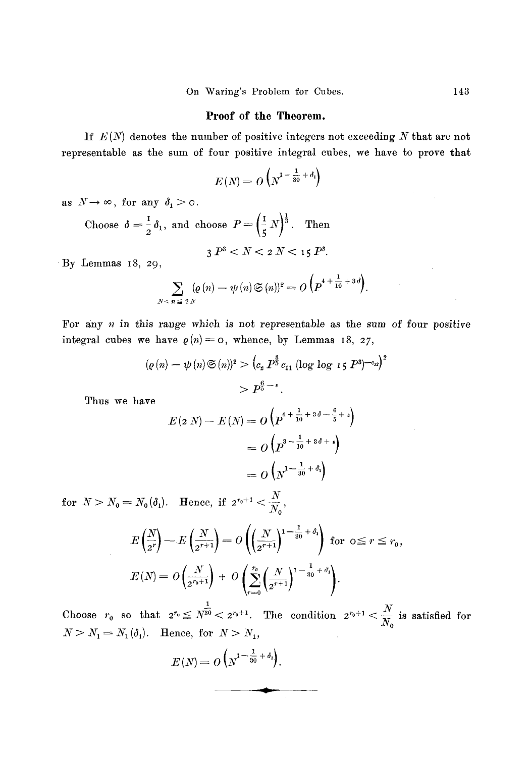## Proof of the Theorem.

If $E(N)$ denotes the number of positive integers not exceeding $N$ that are not representable as the sum of four positive integral cubes, we have to prove that

$$E(N) = O\left(N^{1-\frac{1}{30}+\delta_1}\right)$$

as $N \to \infty$, for any $\delta_1 > 0$.

Choose $\delta = \frac{1}{2}\delta_1$, and choose $P = \left(\frac{1}{5}N\right)^{\frac{1}{3}}$. Then

$$3P^3 < N < 2N < 15P^3.$$

By Lemmas 18, 29,

$$\sum_{N < n \leqq 2N} (\varrho(n) - \psi(n)\mathfrak{S}(n))^2 = O\left(P^{4+\frac{1}{10}+3\delta}\right).$$

For any $n$ in this range which is not representable as the sum of four positive integral cubes we have $\varrho(n) = 0$, whence, by Lemmas 18, 27,

$$(\varrho(n) - \psi(n)\mathfrak{S}(n))^2 > \left(c_2 P^{\frac{3}{5}} c_{11} (\log\log 15P^3)^{-c_{12}}\right)^2$$

$$> P^{\frac{6}{5}-\varepsilon}.$$

Thus we have

$$E(2N) - E(N) = O\left(P^{4+\frac{1}{10}+3\delta-\frac{6}{5}+\varepsilon}\right)$$

$$= O\left(P^{3-\frac{1}{10}+3\delta+\varepsilon}\right)$$

$$= O\left(N^{1-\frac{1}{30}+\delta_1}\right)$$

for $N > N_0 = N_0(\delta_1)$. Hence, if $2^{r_0+1} < \frac{N}{N_0}$,

$$E\left(\frac{N}{2^r}\right) - E\left(\frac{N}{2^{r+1}}\right) = O\left(\left(\frac{N}{2^{r+1}}\right)^{1-\frac{1}{30}+\delta_1}\right) \text{ for } 0 \leqq r \leqq r_0,$$

$$E(N) = O\left(\frac{N}{2^{r_0+1}}\right) + O\left(\sum_{r=0}^{r_0}\left(\frac{N}{2^{r+1}}\right)^{1-\frac{1}{30}+\delta_1}\right).$$

Choose $r_0$ so that $2^{r_0} \leqq N^{\frac{1}{30}} < 2^{r_0+1}$. The condition $2^{r_0+1} < \frac{N}{N_0}$ is satisfied for $N > N_1 = N_1(\delta_1)$. Hence, for $N > N_1$,

$$E(N) = O\left(N^{1-\frac{1}{30}+\delta_1}\right).$$